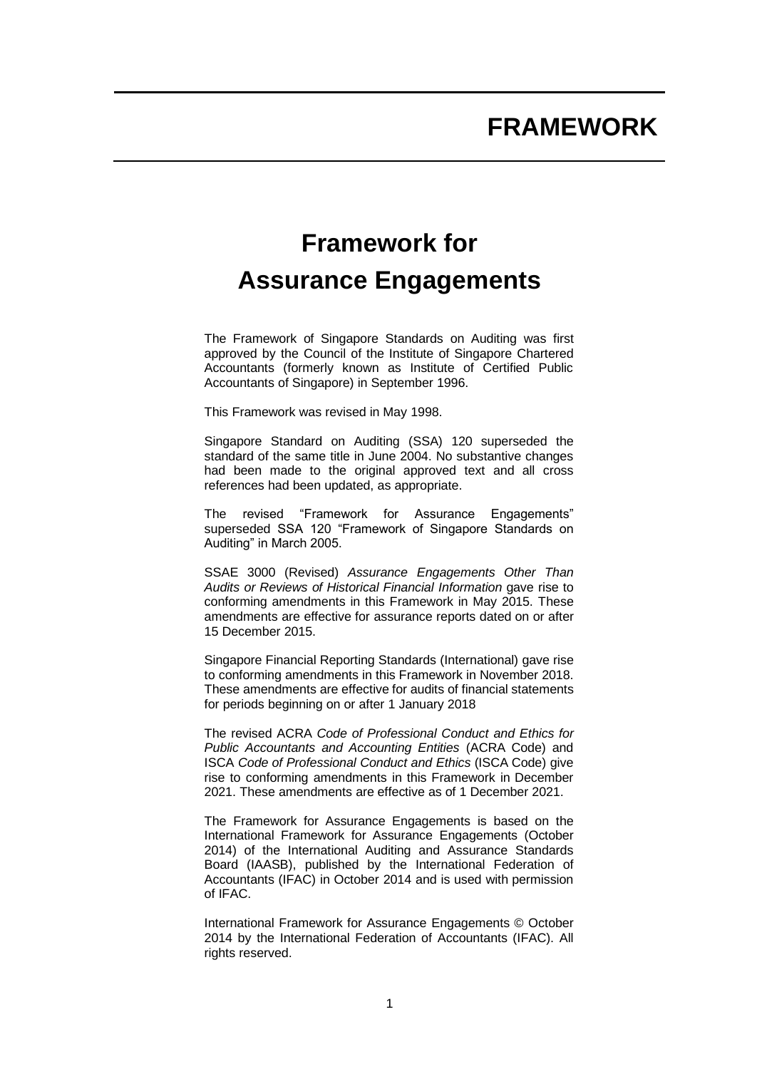# FRAMEWORK

# Framework for Assurance Engagements

The Framework of Singapore Standards on Auditing was first approved by the Council of the Institute of Singapore Chartered Accountants (formerly known as Institute of Certified Public Accountants of Singapore) in September 1996.

This Framework was revised in May 1998.

Singapore Standard on Auditing (SSA) 120 superseded the standard of the same title in June 2004. No substantive changes had been made to the original approved text and all cross references had been updated, as appropriate.

The revised "Framework for Assurance Engagements" superseded SSA 120 "Framework of Singapore Standards on Auditing" in March 2005.

SSAE 3000 (Revised) *Assurance Engagements Other Than Audits or Reviews of Historical Financial Information* gave rise to conforming amendments in this Framework in May 2015. These amendments are effective for assurance reports dated on or after 15 December 2015.

Singapore Financial Reporting Standards (International) gave rise to conforming amendments in this Framework in November 2018. These amendments are effective for audits of financial statements for periods beginning on or after 1 January 2018

The revised ACRA *Code of Professional Conduct and Ethics for Public Accountants and Accounting Entities* (ACRA Code) and ISCA *Code of Professional Conduct and Ethics* (ISCA Code) give rise to conforming amendments in this Framework in December 2021. These amendments are effective as of 1 December 2021.

The Framework for Assurance Engagements is based on the International Framework for Assurance Engagements (October 2014) of the International Auditing and Assurance Standards Board (IAASB), published by the International Federation of Accountants (IFAC) in October 2014 and is used with permission of IFAC.

International Framework for Assurance Engagements © October 2014 by the International Federation of Accountants (IFAC). All rights reserved.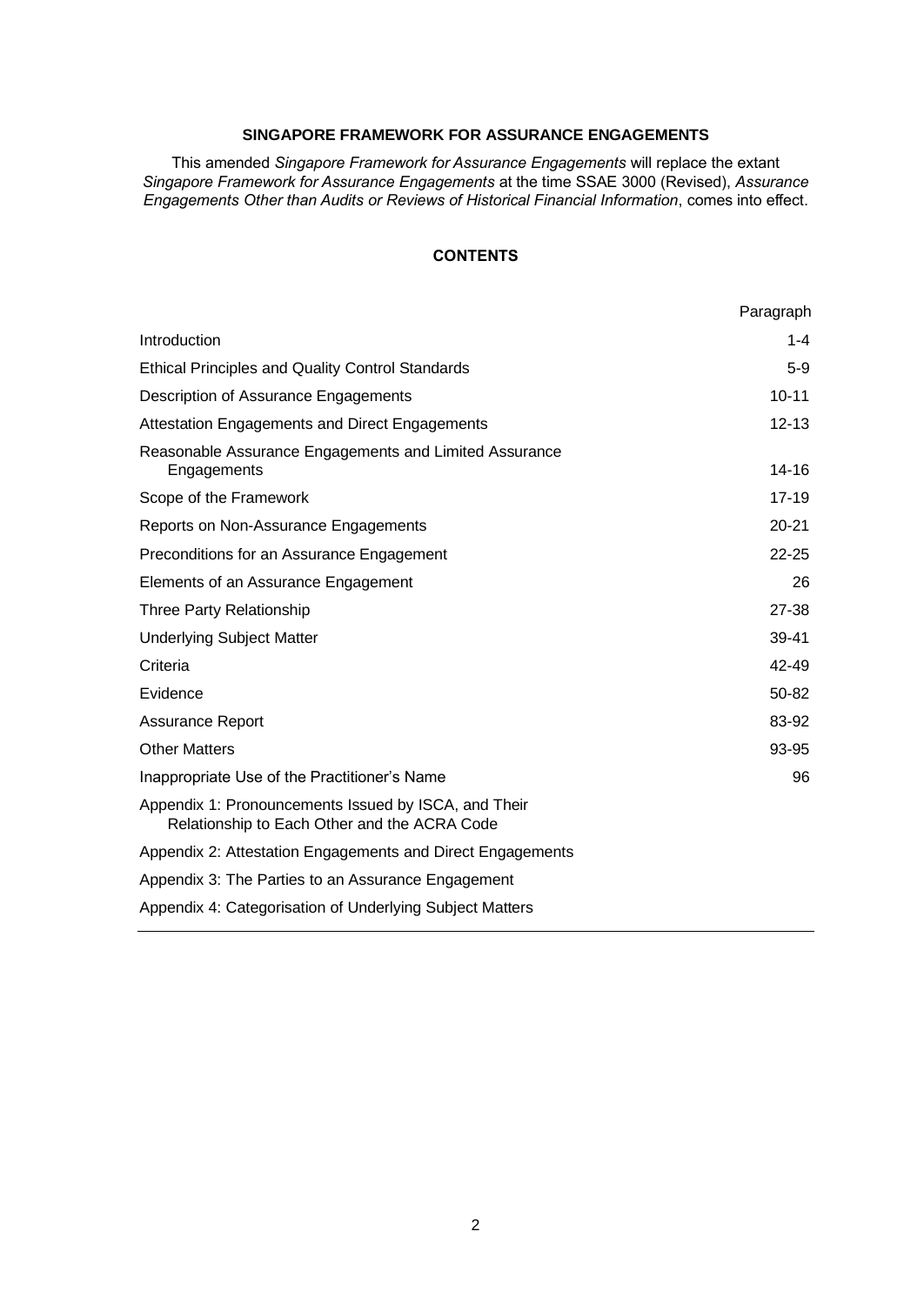**SINGAPORE FRAMEWORK FOR ASSURANCE ENGAGEMENTS**

This amended *Singapore Framework for Assurance Engagements* will replace the extant *Singapore Framework for Assurance Engagements* at the time SSAE 3000 (Revised), *Assurance Engagements Other than Audits or Reviews of Historical Financial Information*, comes into effect.

**CONTENTS**

| | Paragraph |
|---|---|
| Introduction | 1-4 |
| Ethical Principles and Quality Control Standards | 5-9 |
| Description of Assurance Engagements | 10-11 |
| Attestation Engagements and Direct Engagements | 12-13 |
| Reasonable Assurance Engagements and Limited Assurance Engagements | 14-16 |
| Scope of the Framework | 17-19 |
| Reports on Non-Assurance Engagements | 20-21 |
| Preconditions for an Assurance Engagement | 22-25 |
| Elements of an Assurance Engagement | 26 |
| Three Party Relationship | 27-38 |
| Underlying Subject Matter | 39-41 |
| Criteria | 42-49 |
| Evidence | 50-82 |
| Assurance Report | 83-92 |
| Other Matters | 93-95 |
| Inappropriate Use of the Practitioner's Name | 96 |
| Appendix 1: Pronouncements Issued by ISCA, and Their Relationship to Each Other and the ACRA Code | |
| Appendix 2: Attestation Engagements and Direct Engagements | |
| Appendix 3: The Parties to an Assurance Engagement | |
| Appendix 4: Categorisation of Underlying Subject Matters | |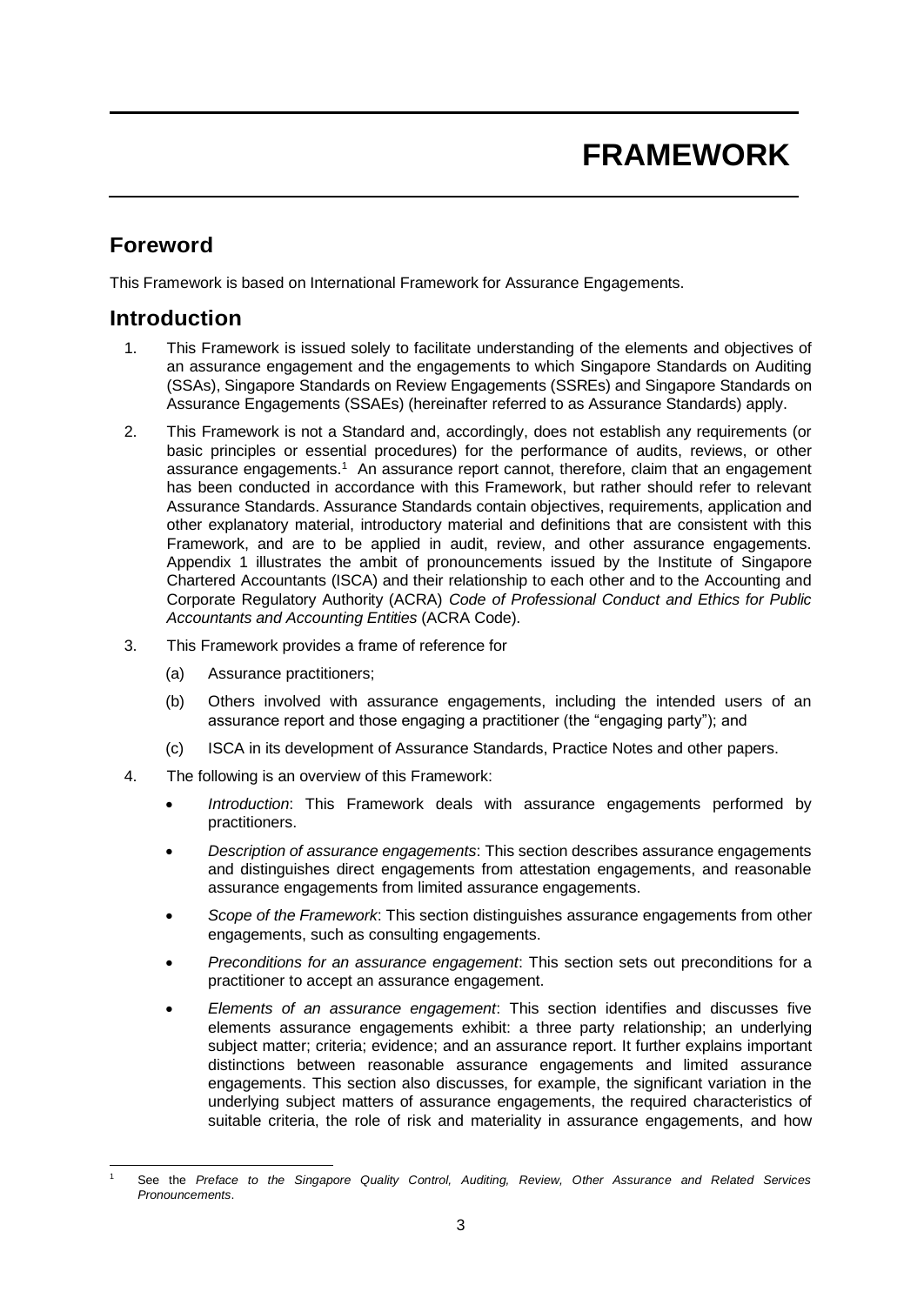# FRAMEWORK

## Foreword

This Framework is based on International Framework for Assurance Engagements.

## Introduction

1. This Framework is issued solely to facilitate understanding of the elements and objectives of an assurance engagement and the engagements to which Singapore Standards on Auditing (SSAs), Singapore Standards on Review Engagements (SSREs) and Singapore Standards on Assurance Engagements (SSAEs) (hereinafter referred to as Assurance Standards) apply.

2. This Framework is not a Standard and, accordingly, does not establish any requirements (or basic principles or essential procedures) for the performance of audits, reviews, or other assurance engagements.[1] An assurance report cannot, therefore, claim that an engagement has been conducted in accordance with this Framework, but rather should refer to relevant Assurance Standards. Assurance Standards contain objectives, requirements, application and other explanatory material, introductory material and definitions that are consistent with this Framework, and are to be applied in audit, review, and other assurance engagements. Appendix 1 illustrates the ambit of pronouncements issued by the Institute of Singapore Chartered Accountants (ISCA) and their relationship to each other and to the Accounting and Corporate Regulatory Authority (ACRA) *Code of Professional Conduct and Ethics for Public Accountants and Accounting Entities* (ACRA Code).

3. This Framework provides a frame of reference for

   (a) Assurance practitioners;

   (b) Others involved with assurance engagements, including the intended users of an assurance report and those engaging a practitioner (the "engaging party"); and

   (c) ISCA in its development of Assurance Standards, Practice Notes and other papers.

4. The following is an overview of this Framework:

   - *Introduction*: This Framework deals with assurance engagements performed by practitioners.
   - *Description of assurance engagements*: This section describes assurance engagements and distinguishes direct engagements from attestation engagements, and reasonable assurance engagements from limited assurance engagements.
   - *Scope of the Framework*: This section distinguishes assurance engagements from other engagements, such as consulting engagements.
   - *Preconditions for an assurance engagement*: This section sets out preconditions for a practitioner to accept an assurance engagement.
   - *Elements of an assurance engagement*: This section identifies and discusses five elements assurance engagements exhibit: a three party relationship; an underlying subject matter; criteria; evidence; and an assurance report. It further explains important distinctions between reasonable assurance engagements and limited assurance engagements. This section also discusses, for example, the significant variation in the underlying subject matters of assurance engagements, the required characteristics of suitable criteria, the role of risk and materiality in assurance engagements, and how

[1] See the *Preface to the Singapore Quality Control, Auditing, Review, Other Assurance and Related Services Pronouncements*.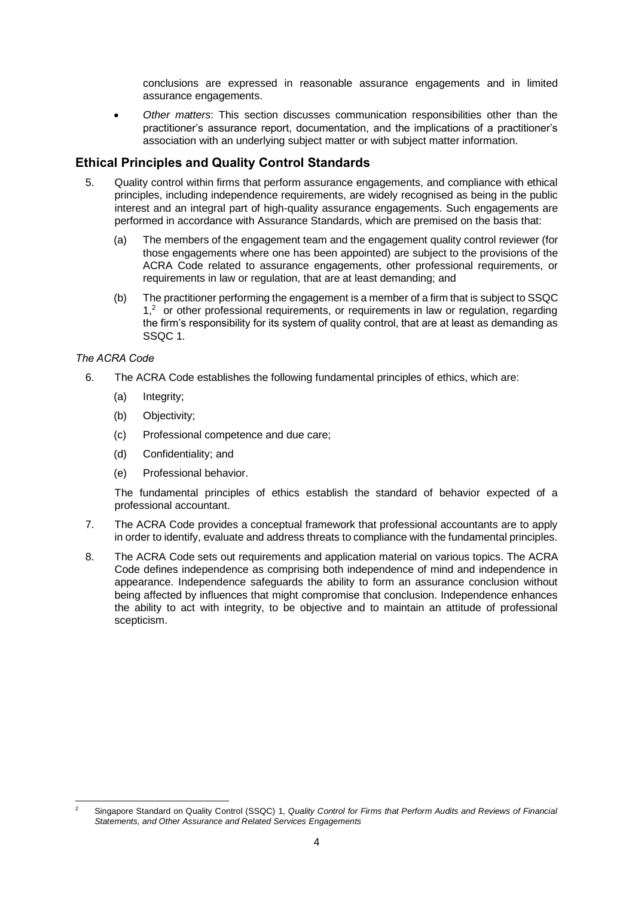conclusions are expressed in reasonable assurance engagements and in limited assurance engagements.

- *Other matters*: This section discusses communication responsibilities other than the practitioner's assurance report, documentation, and the implications of a practitioner's association with an underlying subject matter or with subject matter information.

## Ethical Principles and Quality Control Standards

5. Quality control within firms that perform assurance engagements, and compliance with ethical principles, including independence requirements, are widely recognised as being in the public interest and an integral part of high-quality assurance engagements. Such engagements are performed in accordance with Assurance Standards, which are premised on the basis that:

   (a) The members of the engagement team and the engagement quality control reviewer (for those engagements where one has been appointed) are subject to the provisions of the ACRA Code related to assurance engagements, other professional requirements, or requirements in law or regulation, that are at least demanding; and

   (b) The practitioner performing the engagement is a member of a firm that is subject to SSQC 1,[2] or other professional requirements, or requirements in law or regulation, regarding the firm's responsibility for its system of quality control, that are at least as demanding as SSQC 1.

*The ACRA Code*

6. The ACRA Code establishes the following fundamental principles of ethics, which are:

   (a) Integrity;

   (b) Objectivity;

   (c) Professional competence and due care;

   (d) Confidentiality; and

   (e) Professional behavior.

   The fundamental principles of ethics establish the standard of behavior expected of a professional accountant.

7. The ACRA Code provides a conceptual framework that professional accountants are to apply in order to identify, evaluate and address threats to compliance with the fundamental principles.

8. The ACRA Code sets out requirements and application material on various topics. The ACRA Code defines independence as comprising both independence of mind and independence in appearance. Independence safeguards the ability to form an assurance conclusion without being affected by influences that might compromise that conclusion. Independence enhances the ability to act with integrity, to be objective and to maintain an attitude of professional scepticism.

---

[2] Singapore Standard on Quality Control (SSQC) 1, *Quality Control for Firms that Perform Audits and Reviews of Financial Statements, and Other Assurance and Related Services Engagements*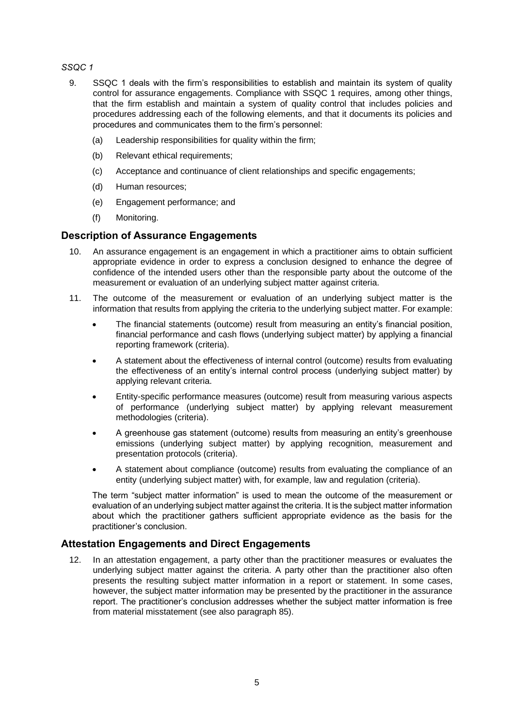*SSQC 1*

9. SSQC 1 deals with the firm's responsibilities to establish and maintain its system of quality control for assurance engagements. Compliance with SSQC 1 requires, among other things, that the firm establish and maintain a system of quality control that includes policies and procedures addressing each of the following elements, and that it documents its policies and procedures and communicates them to the firm's personnel:

   (a) Leadership responsibilities for quality within the firm;

   (b) Relevant ethical requirements;

   (c) Acceptance and continuance of client relationships and specific engagements;

   (d) Human resources;

   (e) Engagement performance; and

   (f) Monitoring.

## Description of Assurance Engagements

10. An assurance engagement is an engagement in which a practitioner aims to obtain sufficient appropriate evidence in order to express a conclusion designed to enhance the degree of confidence of the intended users other than the responsible party about the outcome of the measurement or evaluation of an underlying subject matter against criteria.

11. The outcome of the measurement or evaluation of an underlying subject matter is the information that results from applying the criteria to the underlying subject matter. For example:

   - The financial statements (outcome) result from measuring an entity's financial position, financial performance and cash flows (underlying subject matter) by applying a financial reporting framework (criteria).
   - A statement about the effectiveness of internal control (outcome) results from evaluating the effectiveness of an entity's internal control process (underlying subject matter) by applying relevant criteria.
   - Entity-specific performance measures (outcome) result from measuring various aspects of performance (underlying subject matter) by applying relevant measurement methodologies (criteria).
   - A greenhouse gas statement (outcome) results from measuring an entity's greenhouse emissions (underlying subject matter) by applying recognition, measurement and presentation protocols (criteria).
   - A statement about compliance (outcome) results from evaluating the compliance of an entity (underlying subject matter) with, for example, law and regulation (criteria).

   The term "subject matter information" is used to mean the outcome of the measurement or evaluation of an underlying subject matter against the criteria. It is the subject matter information about which the practitioner gathers sufficient appropriate evidence as the basis for the practitioner's conclusion.

## Attestation Engagements and Direct Engagements

12. In an attestation engagement, a party other than the practitioner measures or evaluates the underlying subject matter against the criteria. A party other than the practitioner also often presents the resulting subject matter information in a report or statement. In some cases, however, the subject matter information may be presented by the practitioner in the assurance report. The practitioner's conclusion addresses whether the subject matter information is free from material misstatement (see also paragraph 85).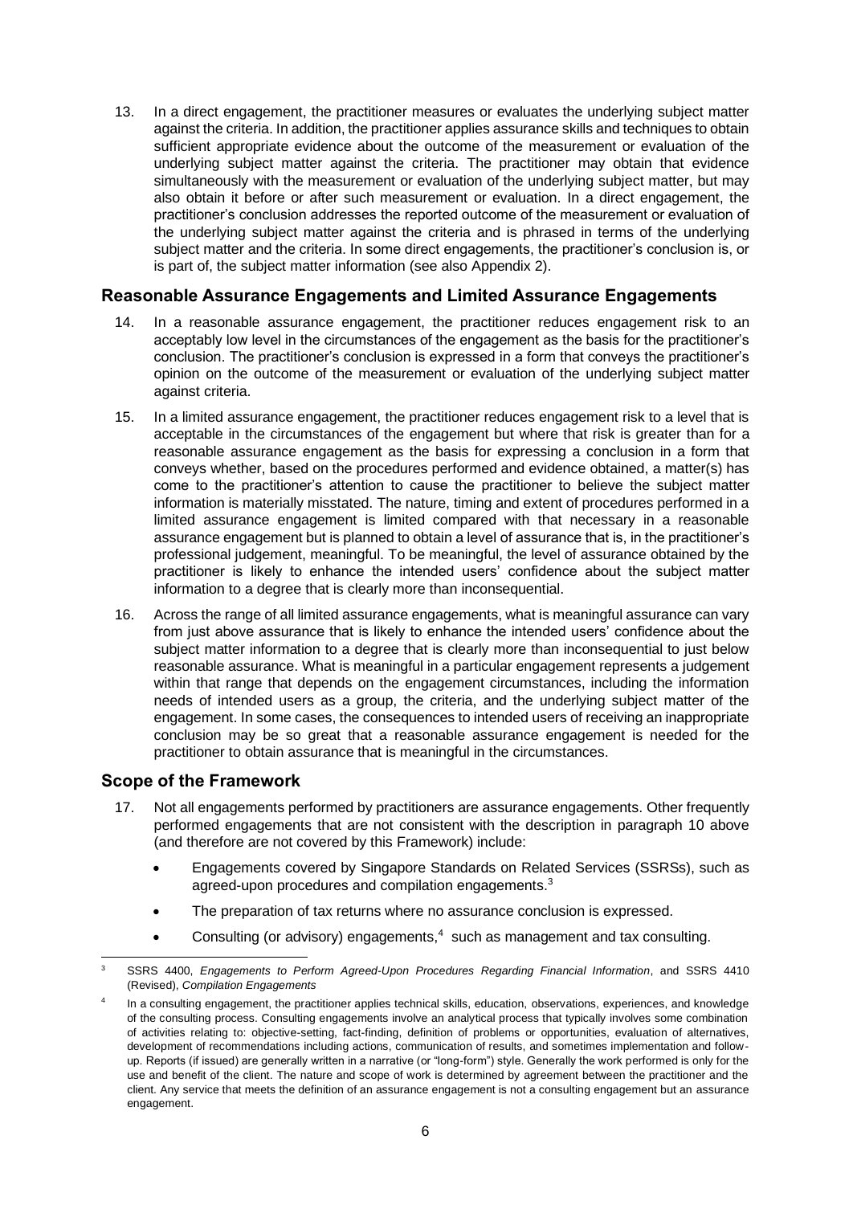13. In a direct engagement, the practitioner measures or evaluates the underlying subject matter against the criteria. In addition, the practitioner applies assurance skills and techniques to obtain sufficient appropriate evidence about the outcome of the measurement or evaluation of the underlying subject matter against the criteria. The practitioner may obtain that evidence simultaneously with the measurement or evaluation of the underlying subject matter, but may also obtain it before or after such measurement or evaluation. In a direct engagement, the practitioner's conclusion addresses the reported outcome of the measurement or evaluation of the underlying subject matter against the criteria and is phrased in terms of the underlying subject matter and the criteria. In some direct engagements, the practitioner's conclusion is, or is part of, the subject matter information (see also Appendix 2).

## Reasonable Assurance Engagements and Limited Assurance Engagements

14. In a reasonable assurance engagement, the practitioner reduces engagement risk to an acceptably low level in the circumstances of the engagement as the basis for the practitioner's conclusion. The practitioner's conclusion is expressed in a form that conveys the practitioner's opinion on the outcome of the measurement or evaluation of the underlying subject matter against criteria.

15. In a limited assurance engagement, the practitioner reduces engagement risk to a level that is acceptable in the circumstances of the engagement but where that risk is greater than for a reasonable assurance engagement as the basis for expressing a conclusion in a form that conveys whether, based on the procedures performed and evidence obtained, a matter(s) has come to the practitioner's attention to cause the practitioner to believe the subject matter information is materially misstated. The nature, timing and extent of procedures performed in a limited assurance engagement is limited compared with that necessary in a reasonable assurance engagement but is planned to obtain a level of assurance that is, in the practitioner's professional judgement, meaningful. To be meaningful, the level of assurance obtained by the practitioner is likely to enhance the intended users' confidence about the subject matter information to a degree that is clearly more than inconsequential.

16. Across the range of all limited assurance engagements, what is meaningful assurance can vary from just above assurance that is likely to enhance the intended users' confidence about the subject matter information to a degree that is clearly more than inconsequential to just below reasonable assurance. What is meaningful in a particular engagement represents a judgement within that range that depends on the engagement circumstances, including the information needs of intended users as a group, the criteria, and the underlying subject matter of the engagement. In some cases, the consequences to intended users of receiving an inappropriate conclusion may be so great that a reasonable assurance engagement is needed for the practitioner to obtain assurance that is meaningful in the circumstances.

## Scope of the Framework

17. Not all engagements performed by practitioners are assurance engagements. Other frequently performed engagements that are not consistent with the description in paragraph 10 above (and therefore are not covered by this Framework) include:

    - Engagements covered by Singapore Standards on Related Services (SSRSs), such as agreed-upon procedures and compilation engagements.[3]
    - The preparation of tax returns where no assurance conclusion is expressed.
    - Consulting (or advisory) engagements,[4] such as management and tax consulting.

---

[3] SSRS 4400, *Engagements to Perform Agreed-Upon Procedures Regarding Financial Information*, and SSRS 4410 (Revised), *Compilation Engagements*

[4] In a consulting engagement, the practitioner applies technical skills, education, observations, experiences, and knowledge of the consulting process. Consulting engagements involve an analytical process that typically involves some combination of activities relating to: objective-setting, fact-finding, definition of problems or opportunities, evaluation of alternatives, development of recommendations including actions, communication of results, and sometimes implementation and follow-up. Reports (if issued) are generally written in a narrative (or "long-form") style. Generally the work performed is only for the use and benefit of the client. The nature and scope of work is determined by agreement between the practitioner and the client. Any service that meets the definition of an assurance engagement is not a consulting engagement but an assurance engagement.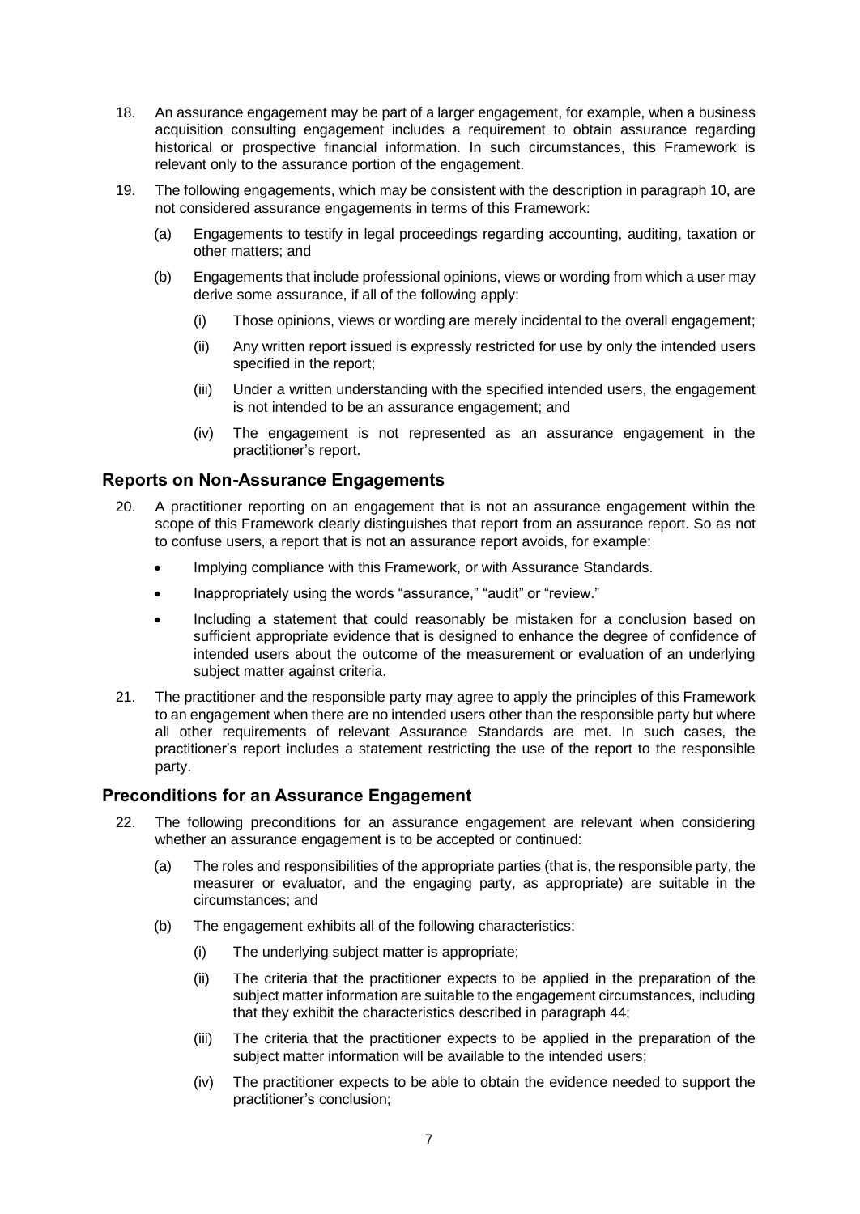18. An assurance engagement may be part of a larger engagement, for example, when a business acquisition consulting engagement includes a requirement to obtain assurance regarding historical or prospective financial information. In such circumstances, this Framework is relevant only to the assurance portion of the engagement.

19. The following engagements, which may be consistent with the description in paragraph 10, are not considered assurance engagements in terms of this Framework:

    (a) Engagements to testify in legal proceedings regarding accounting, auditing, taxation or other matters; and

    (b) Engagements that include professional opinions, views or wording from which a user may derive some assurance, if all of the following apply:

        (i) Those opinions, views or wording are merely incidental to the overall engagement;

        (ii) Any written report issued is expressly restricted for use by only the intended users specified in the report;

        (iii) Under a written understanding with the specified intended users, the engagement is not intended to be an assurance engagement; and

        (iv) The engagement is not represented as an assurance engagement in the practitioner's report.

## Reports on Non-Assurance Engagements

20. A practitioner reporting on an engagement that is not an assurance engagement within the scope of this Framework clearly distinguishes that report from an assurance report. So as not to confuse users, a report that is not an assurance report avoids, for example:

    - Implying compliance with this Framework, or with Assurance Standards.
    - Inappropriately using the words "assurance," "audit" or "review."
    - Including a statement that could reasonably be mistaken for a conclusion based on sufficient appropriate evidence that is designed to enhance the degree of confidence of intended users about the outcome of the measurement or evaluation of an underlying subject matter against criteria.

21. The practitioner and the responsible party may agree to apply the principles of this Framework to an engagement when there are no intended users other than the responsible party but where all other requirements of relevant Assurance Standards are met. In such cases, the practitioner's report includes a statement restricting the use of the report to the responsible party.

## Preconditions for an Assurance Engagement

22. The following preconditions for an assurance engagement are relevant when considering whether an assurance engagement is to be accepted or continued:

    (a) The roles and responsibilities of the appropriate parties (that is, the responsible party, the measurer or evaluator, and the engaging party, as appropriate) are suitable in the circumstances; and

    (b) The engagement exhibits all of the following characteristics:

        (i) The underlying subject matter is appropriate;

        (ii) The criteria that the practitioner expects to be applied in the preparation of the subject matter information are suitable to the engagement circumstances, including that they exhibit the characteristics described in paragraph 44;

        (iii) The criteria that the practitioner expects to be applied in the preparation of the subject matter information will be available to the intended users;

        (iv) The practitioner expects to be able to obtain the evidence needed to support the practitioner's conclusion;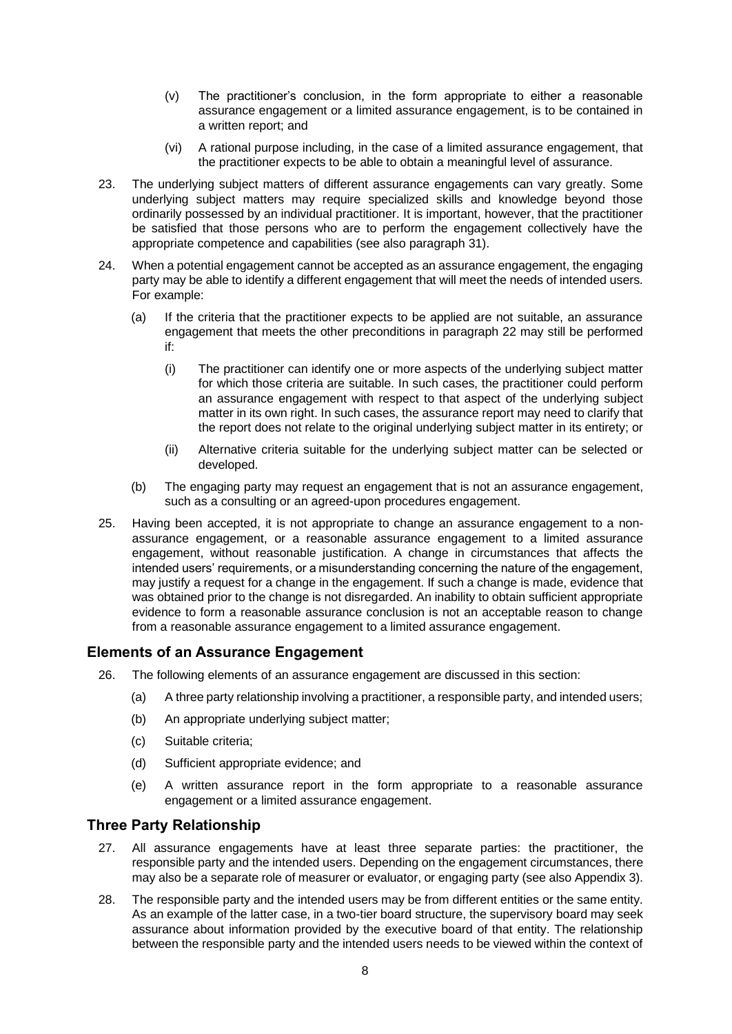(v) The practitioner's conclusion, in the form appropriate to either a reasonable assurance engagement or a limited assurance engagement, is to be contained in a written report; and

(vi) A rational purpose including, in the case of a limited assurance engagement, that the practitioner expects to be able to obtain a meaningful level of assurance.

23. The underlying subject matters of different assurance engagements can vary greatly. Some underlying subject matters may require specialized skills and knowledge beyond those ordinarily possessed by an individual practitioner. It is important, however, that the practitioner be satisfied that those persons who are to perform the engagement collectively have the appropriate competence and capabilities (see also paragraph 31).

24. When a potential engagement cannot be accepted as an assurance engagement, the engaging party may be able to identify a different engagement that will meet the needs of intended users. For example:

   (a) If the criteria that the practitioner expects to be applied are not suitable, an assurance engagement that meets the other preconditions in paragraph 22 may still be performed if:

      (i) The practitioner can identify one or more aspects of the underlying subject matter for which those criteria are suitable. In such cases, the practitioner could perform an assurance engagement with respect to that aspect of the underlying subject matter in its own right. In such cases, the assurance report may need to clarify that the report does not relate to the original underlying subject matter in its entirety; or

      (ii) Alternative criteria suitable for the underlying subject matter can be selected or developed.

   (b) The engaging party may request an engagement that is not an assurance engagement, such as a consulting or an agreed-upon procedures engagement.

25. Having been accepted, it is not appropriate to change an assurance engagement to a non-assurance engagement, or a reasonable assurance engagement to a limited assurance engagement, without reasonable justification. A change in circumstances that affects the intended users' requirements, or a misunderstanding concerning the nature of the engagement, may justify a request for a change in the engagement. If such a change is made, evidence that was obtained prior to the change is not disregarded. An inability to obtain sufficient appropriate evidence to form a reasonable assurance conclusion is not an acceptable reason to change from a reasonable assurance engagement to a limited assurance engagement.

## Elements of an Assurance Engagement

26. The following elements of an assurance engagement are discussed in this section:

   (a) A three party relationship involving a practitioner, a responsible party, and intended users;

   (b) An appropriate underlying subject matter;

   (c) Suitable criteria;

   (d) Sufficient appropriate evidence; and

   (e) A written assurance report in the form appropriate to a reasonable assurance engagement or a limited assurance engagement.

## Three Party Relationship

27. All assurance engagements have at least three separate parties: the practitioner, the responsible party and the intended users. Depending on the engagement circumstances, there may also be a separate role of measurer or evaluator, or engaging party (see also Appendix 3).

28. The responsible party and the intended users may be from different entities or the same entity. As an example of the latter case, in a two-tier board structure, the supervisory board may seek assurance about information provided by the executive board of that entity. The relationship between the responsible party and the intended users needs to be viewed within the context of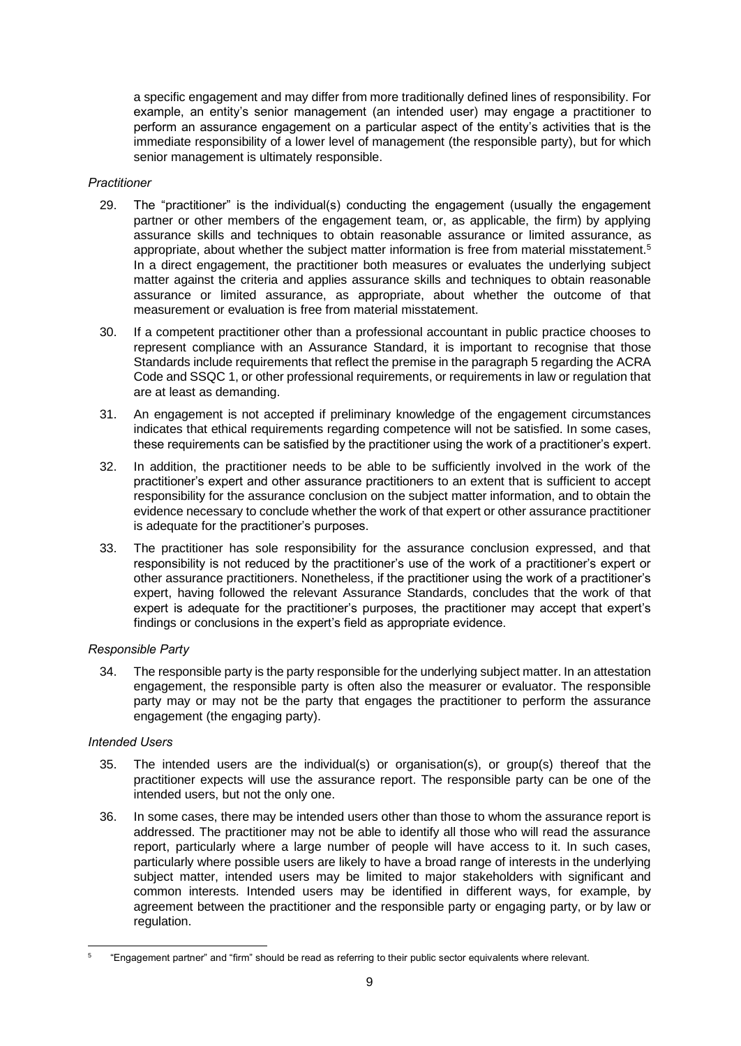a specific engagement and may differ from more traditionally defined lines of responsibility. For example, an entity's senior management (an intended user) may engage a practitioner to perform an assurance engagement on a particular aspect of the entity's activities that is the immediate responsibility of a lower level of management (the responsible party), but for which senior management is ultimately responsible.

*Practitioner*

29. The "practitioner" is the individual(s) conducting the engagement (usually the engagement partner or other members of the engagement team, or, as applicable, the firm) by applying assurance skills and techniques to obtain reasonable assurance or limited assurance, as appropriate, about whether the subject matter information is free from material misstatement.[5] In a direct engagement, the practitioner both measures or evaluates the underlying subject matter against the criteria and applies assurance skills and techniques to obtain reasonable assurance or limited assurance, as appropriate, about whether the outcome of that measurement or evaluation is free from material misstatement.

30. If a competent practitioner other than a professional accountant in public practice chooses to represent compliance with an Assurance Standard, it is important to recognise that those Standards include requirements that reflect the premise in the paragraph 5 regarding the ACRA Code and SSQC 1, or other professional requirements, or requirements in law or regulation that are at least as demanding.

31. An engagement is not accepted if preliminary knowledge of the engagement circumstances indicates that ethical requirements regarding competence will not be satisfied. In some cases, these requirements can be satisfied by the practitioner using the work of a practitioner's expert.

32. In addition, the practitioner needs to be able to be sufficiently involved in the work of the practitioner's expert and other assurance practitioners to an extent that is sufficient to accept responsibility for the assurance conclusion on the subject matter information, and to obtain the evidence necessary to conclude whether the work of that expert or other assurance practitioner is adequate for the practitioner's purposes.

33. The practitioner has sole responsibility for the assurance conclusion expressed, and that responsibility is not reduced by the practitioner's use of the work of a practitioner's expert or other assurance practitioners. Nonetheless, if the practitioner using the work of a practitioner's expert, having followed the relevant Assurance Standards, concludes that the work of that expert is adequate for the practitioner's purposes, the practitioner may accept that expert's findings or conclusions in the expert's field as appropriate evidence.

*Responsible Party*

34. The responsible party is the party responsible for the underlying subject matter. In an attestation engagement, the responsible party is often also the measurer or evaluator. The responsible party may or may not be the party that engages the practitioner to perform the assurance engagement (the engaging party).

*Intended Users*

35. The intended users are the individual(s) or organisation(s), or group(s) thereof that the practitioner expects will use the assurance report. The responsible party can be one of the intended users, but not the only one.

36. In some cases, there may be intended users other than those to whom the assurance report is addressed. The practitioner may not be able to identify all those who will read the assurance report, particularly where a large number of people will have access to it. In such cases, particularly where possible users are likely to have a broad range of interests in the underlying subject matter, intended users may be limited to major stakeholders with significant and common interests. Intended users may be identified in different ways, for example, by agreement between the practitioner and the responsible party or engaging party, or by law or regulation.

---

[5] "Engagement partner" and "firm" should be read as referring to their public sector equivalents where relevant.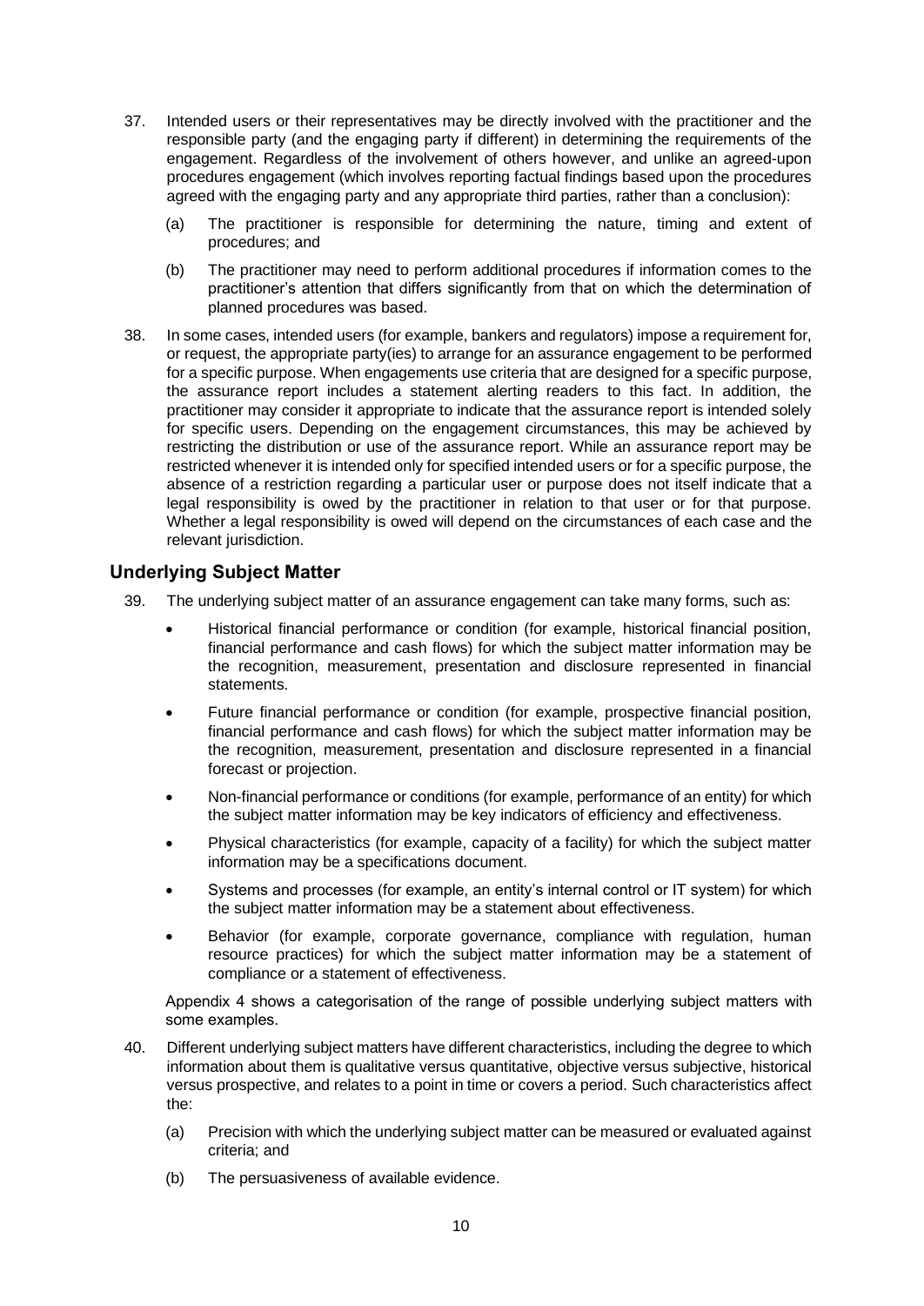37. Intended users or their representatives may be directly involved with the practitioner and the responsible party (and the engaging party if different) in determining the requirements of the engagement. Regardless of the involvement of others however, and unlike an agreed-upon procedures engagement (which involves reporting factual findings based upon the procedures agreed with the engaging party and any appropriate third parties, rather than a conclusion):

    (a) The practitioner is responsible for determining the nature, timing and extent of procedures; and

    (b) The practitioner may need to perform additional procedures if information comes to the practitioner's attention that differs significantly from that on which the determination of planned procedures was based.

38. In some cases, intended users (for example, bankers and regulators) impose a requirement for, or request, the appropriate party(ies) to arrange for an assurance engagement to be performed for a specific purpose. When engagements use criteria that are designed for a specific purpose, the assurance report includes a statement alerting readers to this fact. In addition, the practitioner may consider it appropriate to indicate that the assurance report is intended solely for specific users. Depending on the engagement circumstances, this may be achieved by restricting the distribution or use of the assurance report. While an assurance report may be restricted whenever it is intended only for specified intended users or for a specific purpose, the absence of a restriction regarding a particular user or purpose does not itself indicate that a legal responsibility is owed by the practitioner in relation to that user or for that purpose. Whether a legal responsibility is owed will depend on the circumstances of each case and the relevant jurisdiction.

## Underlying Subject Matter

39. The underlying subject matter of an assurance engagement can take many forms, such as:

    - Historical financial performance or condition (for example, historical financial position, financial performance and cash flows) for which the subject matter information may be the recognition, measurement, presentation and disclosure represented in financial statements.
    - Future financial performance or condition (for example, prospective financial position, financial performance and cash flows) for which the subject matter information may be the recognition, measurement, presentation and disclosure represented in a financial forecast or projection.
    - Non-financial performance or conditions (for example, performance of an entity) for which the subject matter information may be key indicators of efficiency and effectiveness.
    - Physical characteristics (for example, capacity of a facility) for which the subject matter information may be a specifications document.
    - Systems and processes (for example, an entity's internal control or IT system) for which the subject matter information may be a statement about effectiveness.
    - Behavior (for example, corporate governance, compliance with regulation, human resource practices) for which the subject matter information may be a statement of compliance or a statement of effectiveness.

    Appendix 4 shows a categorisation of the range of possible underlying subject matters with some examples.

40. Different underlying subject matters have different characteristics, including the degree to which information about them is qualitative versus quantitative, objective versus subjective, historical versus prospective, and relates to a point in time or covers a period. Such characteristics affect the:

    (a) Precision with which the underlying subject matter can be measured or evaluated against criteria; and

    (b) The persuasiveness of available evidence.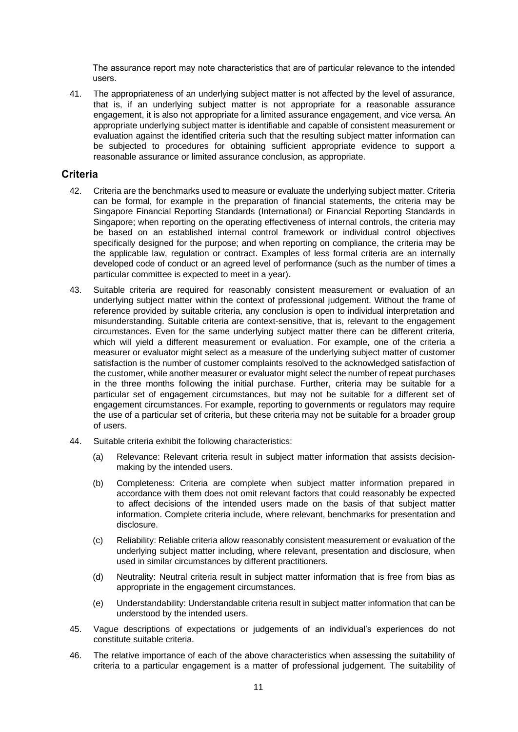The assurance report may note characteristics that are of particular relevance to the intended users.

41. The appropriateness of an underlying subject matter is not affected by the level of assurance, that is, if an underlying subject matter is not appropriate for a reasonable assurance engagement, it is also not appropriate for a limited assurance engagement, and vice versa. An appropriate underlying subject matter is identifiable and capable of consistent measurement or evaluation against the identified criteria such that the resulting subject matter information can be subjected to procedures for obtaining sufficient appropriate evidence to support a reasonable assurance or limited assurance conclusion, as appropriate.

## Criteria

42. Criteria are the benchmarks used to measure or evaluate the underlying subject matter. Criteria can be formal, for example in the preparation of financial statements, the criteria may be Singapore Financial Reporting Standards (International) or Financial Reporting Standards in Singapore; when reporting on the operating effectiveness of internal controls, the criteria may be based on an established internal control framework or individual control objectives specifically designed for the purpose; and when reporting on compliance, the criteria may be the applicable law, regulation or contract. Examples of less formal criteria are an internally developed code of conduct or an agreed level of performance (such as the number of times a particular committee is expected to meet in a year).

43. Suitable criteria are required for reasonably consistent measurement or evaluation of an underlying subject matter within the context of professional judgement. Without the frame of reference provided by suitable criteria, any conclusion is open to individual interpretation and misunderstanding. Suitable criteria are context-sensitive, that is, relevant to the engagement circumstances. Even for the same underlying subject matter there can be different criteria, which will yield a different measurement or evaluation. For example, one of the criteria a measurer or evaluator might select as a measure of the underlying subject matter of customer satisfaction is the number of customer complaints resolved to the acknowledged satisfaction of the customer, while another measurer or evaluator might select the number of repeat purchases in the three months following the initial purchase. Further, criteria may be suitable for a particular set of engagement circumstances, but may not be suitable for a different set of engagement circumstances. For example, reporting to governments or regulators may require the use of a particular set of criteria, but these criteria may not be suitable for a broader group of users.

44. Suitable criteria exhibit the following characteristics:

    (a) Relevance: Relevant criteria result in subject matter information that assists decision-making by the intended users.

    (b) Completeness: Criteria are complete when subject matter information prepared in accordance with them does not omit relevant factors that could reasonably be expected to affect decisions of the intended users made on the basis of that subject matter information. Complete criteria include, where relevant, benchmarks for presentation and disclosure.

    (c) Reliability: Reliable criteria allow reasonably consistent measurement or evaluation of the underlying subject matter including, where relevant, presentation and disclosure, when used in similar circumstances by different practitioners.

    (d) Neutrality: Neutral criteria result in subject matter information that is free from bias as appropriate in the engagement circumstances.

    (e) Understandability: Understandable criteria result in subject matter information that can be understood by the intended users.

45. Vague descriptions of expectations or judgements of an individual's experiences do not constitute suitable criteria.

46. The relative importance of each of the above characteristics when assessing the suitability of criteria to a particular engagement is a matter of professional judgement. The suitability of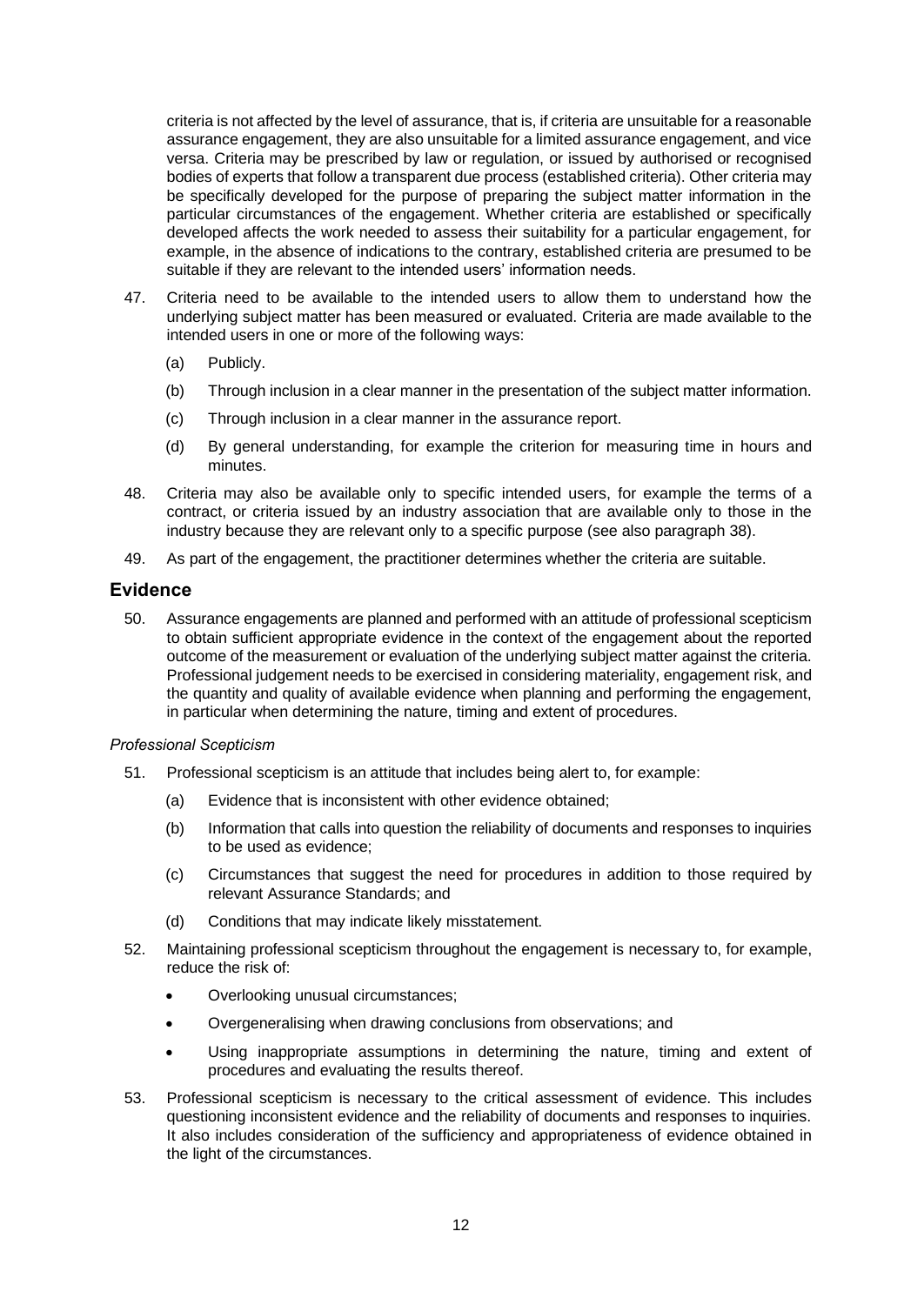criteria is not affected by the level of assurance, that is, if criteria are unsuitable for a reasonable assurance engagement, they are also unsuitable for a limited assurance engagement, and vice versa. Criteria may be prescribed by law or regulation, or issued by authorised or recognised bodies of experts that follow a transparent due process (established criteria). Other criteria may be specifically developed for the purpose of preparing the subject matter information in the particular circumstances of the engagement. Whether criteria are established or specifically developed affects the work needed to assess their suitability for a particular engagement, for example, in the absence of indications to the contrary, established criteria are presumed to be suitable if they are relevant to the intended users' information needs.

47. Criteria need to be available to the intended users to allow them to understand how the underlying subject matter has been measured or evaluated. Criteria are made available to the intended users in one or more of the following ways:

    (a) Publicly.

    (b) Through inclusion in a clear manner in the presentation of the subject matter information.

    (c) Through inclusion in a clear manner in the assurance report.

    (d) By general understanding, for example the criterion for measuring time in hours and minutes.

48. Criteria may also be available only to specific intended users, for example the terms of a contract, or criteria issued by an industry association that are available only to those in the industry because they are relevant only to a specific purpose (see also paragraph 38).

49. As part of the engagement, the practitioner determines whether the criteria are suitable.

## Evidence

50. Assurance engagements are planned and performed with an attitude of professional scepticism to obtain sufficient appropriate evidence in the context of the engagement about the reported outcome of the measurement or evaluation of the underlying subject matter against the criteria. Professional judgement needs to be exercised in considering materiality, engagement risk, and the quantity and quality of available evidence when planning and performing the engagement, in particular when determining the nature, timing and extent of procedures.

*Professional Scepticism*

51. Professional scepticism is an attitude that includes being alert to, for example:

    (a) Evidence that is inconsistent with other evidence obtained;

    (b) Information that calls into question the reliability of documents and responses to inquiries to be used as evidence;

    (c) Circumstances that suggest the need for procedures in addition to those required by relevant Assurance Standards; and

    (d) Conditions that may indicate likely misstatement.

52. Maintaining professional scepticism throughout the engagement is necessary to, for example, reduce the risk of:

    - Overlooking unusual circumstances;
    - Overgeneralising when drawing conclusions from observations; and
    - Using inappropriate assumptions in determining the nature, timing and extent of procedures and evaluating the results thereof.

53. Professional scepticism is necessary to the critical assessment of evidence. This includes questioning inconsistent evidence and the reliability of documents and responses to inquiries. It also includes consideration of the sufficiency and appropriateness of evidence obtained in the light of the circumstances.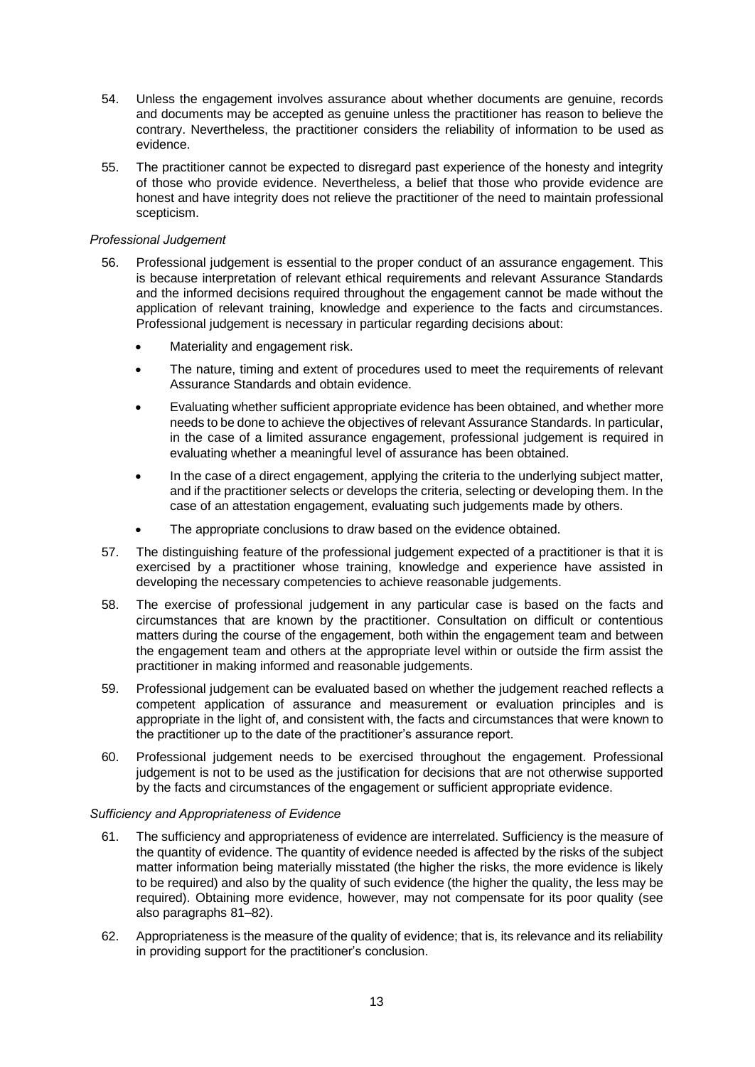54. Unless the engagement involves assurance about whether documents are genuine, records and documents may be accepted as genuine unless the practitioner has reason to believe the contrary. Nevertheless, the practitioner considers the reliability of information to be used as evidence.

55. The practitioner cannot be expected to disregard past experience of the honesty and integrity of those who provide evidence. Nevertheless, a belief that those who provide evidence are honest and have integrity does not relieve the practitioner of the need to maintain professional scepticism.

*Professional Judgement*

56. Professional judgement is essential to the proper conduct of an assurance engagement. This is because interpretation of relevant ethical requirements and relevant Assurance Standards and the informed decisions required throughout the engagement cannot be made without the application of relevant training, knowledge and experience to the facts and circumstances. Professional judgement is necessary in particular regarding decisions about:

    - Materiality and engagement risk.
    - The nature, timing and extent of procedures used to meet the requirements of relevant Assurance Standards and obtain evidence.
    - Evaluating whether sufficient appropriate evidence has been obtained, and whether more needs to be done to achieve the objectives of relevant Assurance Standards. In particular, in the case of a limited assurance engagement, professional judgement is required in evaluating whether a meaningful level of assurance has been obtained.
    - In the case of a direct engagement, applying the criteria to the underlying subject matter, and if the practitioner selects or develops the criteria, selecting or developing them. In the case of an attestation engagement, evaluating such judgements made by others.
    - The appropriate conclusions to draw based on the evidence obtained.

57. The distinguishing feature of the professional judgement expected of a practitioner is that it is exercised by a practitioner whose training, knowledge and experience have assisted in developing the necessary competencies to achieve reasonable judgements.

58. The exercise of professional judgement in any particular case is based on the facts and circumstances that are known by the practitioner. Consultation on difficult or contentious matters during the course of the engagement, both within the engagement team and between the engagement team and others at the appropriate level within or outside the firm assist the practitioner in making informed and reasonable judgements.

59. Professional judgement can be evaluated based on whether the judgement reached reflects a competent application of assurance and measurement or evaluation principles and is appropriate in the light of, and consistent with, the facts and circumstances that were known to the practitioner up to the date of the practitioner's assurance report.

60. Professional judgement needs to be exercised throughout the engagement. Professional judgement is not to be used as the justification for decisions that are not otherwise supported by the facts and circumstances of the engagement or sufficient appropriate evidence.

*Sufficiency and Appropriateness of Evidence*

61. The sufficiency and appropriateness of evidence are interrelated. Sufficiency is the measure of the quantity of evidence. The quantity of evidence needed is affected by the risks of the subject matter information being materially misstated (the higher the risks, the more evidence is likely to be required) and also by the quality of such evidence (the higher the quality, the less may be required). Obtaining more evidence, however, may not compensate for its poor quality (see also paragraphs 81–82).

62. Appropriateness is the measure of the quality of evidence; that is, its relevance and its reliability in providing support for the practitioner's conclusion.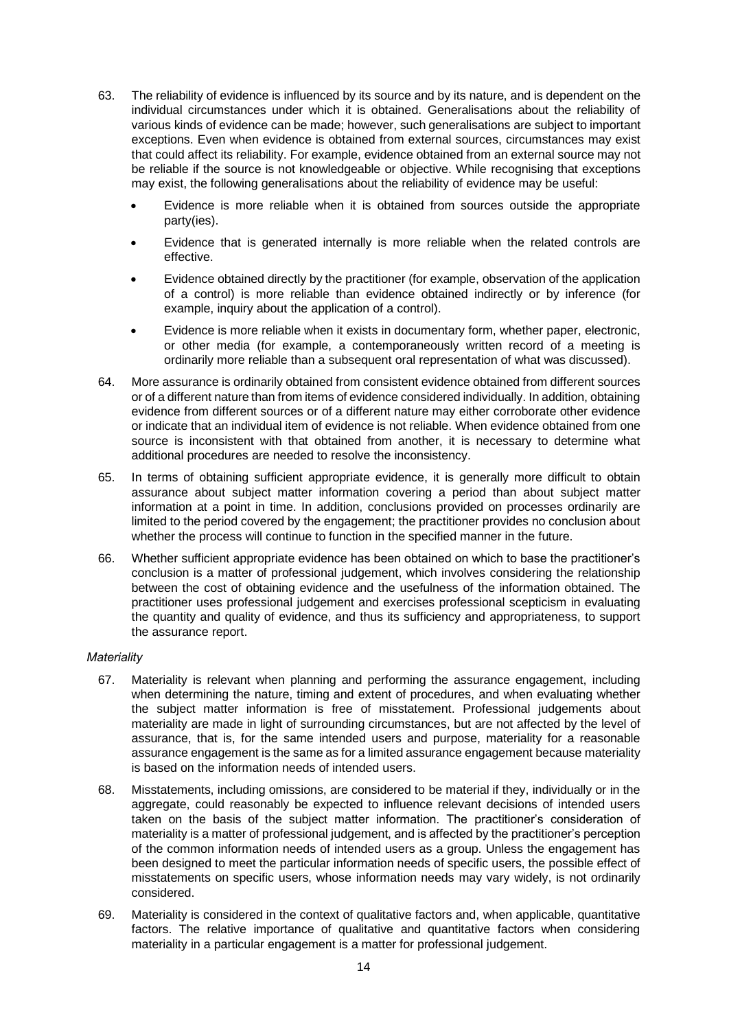63. The reliability of evidence is influenced by its source and by its nature, and is dependent on the individual circumstances under which it is obtained. Generalisations about the reliability of various kinds of evidence can be made; however, such generalisations are subject to important exceptions. Even when evidence is obtained from external sources, circumstances may exist that could affect its reliability. For example, evidence obtained from an external source may not be reliable if the source is not knowledgeable or objective. While recognising that exceptions may exist, the following generalisations about the reliability of evidence may be useful:

   - Evidence is more reliable when it is obtained from sources outside the appropriate party(ies).
   - Evidence that is generated internally is more reliable when the related controls are effective.
   - Evidence obtained directly by the practitioner (for example, observation of the application of a control) is more reliable than evidence obtained indirectly or by inference (for example, inquiry about the application of a control).
   - Evidence is more reliable when it exists in documentary form, whether paper, electronic, or other media (for example, a contemporaneously written record of a meeting is ordinarily more reliable than a subsequent oral representation of what was discussed).

64. More assurance is ordinarily obtained from consistent evidence obtained from different sources or of a different nature than from items of evidence considered individually. In addition, obtaining evidence from different sources or of a different nature may either corroborate other evidence or indicate that an individual item of evidence is not reliable. When evidence obtained from one source is inconsistent with that obtained from another, it is necessary to determine what additional procedures are needed to resolve the inconsistency.

65. In terms of obtaining sufficient appropriate evidence, it is generally more difficult to obtain assurance about subject matter information covering a period than about subject matter information at a point in time. In addition, conclusions provided on processes ordinarily are limited to the period covered by the engagement; the practitioner provides no conclusion about whether the process will continue to function in the specified manner in the future.

66. Whether sufficient appropriate evidence has been obtained on which to base the practitioner's conclusion is a matter of professional judgement, which involves considering the relationship between the cost of obtaining evidence and the usefulness of the information obtained. The practitioner uses professional judgement and exercises professional scepticism in evaluating the quantity and quality of evidence, and thus its sufficiency and appropriateness, to support the assurance report.

*Materiality*

67. Materiality is relevant when planning and performing the assurance engagement, including when determining the nature, timing and extent of procedures, and when evaluating whether the subject matter information is free of misstatement. Professional judgements about materiality are made in light of surrounding circumstances, but are not affected by the level of assurance, that is, for the same intended users and purpose, materiality for a reasonable assurance engagement is the same as for a limited assurance engagement because materiality is based on the information needs of intended users.

68. Misstatements, including omissions, are considered to be material if they, individually or in the aggregate, could reasonably be expected to influence relevant decisions of intended users taken on the basis of the subject matter information. The practitioner's consideration of materiality is a matter of professional judgement, and is affected by the practitioner's perception of the common information needs of intended users as a group. Unless the engagement has been designed to meet the particular information needs of specific users, the possible effect of misstatements on specific users, whose information needs may vary widely, is not ordinarily considered.

69. Materiality is considered in the context of qualitative factors and, when applicable, quantitative factors. The relative importance of qualitative and quantitative factors when considering materiality in a particular engagement is a matter for professional judgement.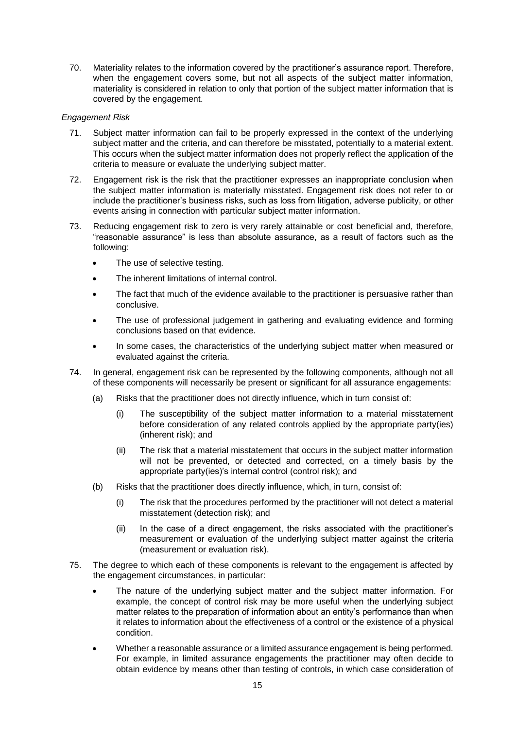70. Materiality relates to the information covered by the practitioner's assurance report. Therefore, when the engagement covers some, but not all aspects of the subject matter information, materiality is considered in relation to only that portion of the subject matter information that is covered by the engagement.

*Engagement Risk*

71. Subject matter information can fail to be properly expressed in the context of the underlying subject matter and the criteria, and can therefore be misstated, potentially to a material extent. This occurs when the subject matter information does not properly reflect the application of the criteria to measure or evaluate the underlying subject matter.

72. Engagement risk is the risk that the practitioner expresses an inappropriate conclusion when the subject matter information is materially misstated. Engagement risk does not refer to or include the practitioner's business risks, such as loss from litigation, adverse publicity, or other events arising in connection with particular subject matter information.

73. Reducing engagement risk to zero is very rarely attainable or cost beneficial and, therefore, "reasonable assurance" is less than absolute assurance, as a result of factors such as the following:

    - The use of selective testing.
    - The inherent limitations of internal control.
    - The fact that much of the evidence available to the practitioner is persuasive rather than conclusive.
    - The use of professional judgement in gathering and evaluating evidence and forming conclusions based on that evidence.
    - In some cases, the characteristics of the underlying subject matter when measured or evaluated against the criteria.

74. In general, engagement risk can be represented by the following components, although not all of these components will necessarily be present or significant for all assurance engagements:

    (a) Risks that the practitioner does not directly influence, which in turn consist of:

        (i) The susceptibility of the subject matter information to a material misstatement before consideration of any related controls applied by the appropriate party(ies) (inherent risk); and

        (ii) The risk that a material misstatement that occurs in the subject matter information will not be prevented, or detected and corrected, on a timely basis by the appropriate party(ies)'s internal control (control risk); and

    (b) Risks that the practitioner does directly influence, which, in turn, consist of:

        (i) The risk that the procedures performed by the practitioner will not detect a material misstatement (detection risk); and

        (ii) In the case of a direct engagement, the risks associated with the practitioner's measurement or evaluation of the underlying subject matter against the criteria (measurement or evaluation risk).

75. The degree to which each of these components is relevant to the engagement is affected by the engagement circumstances, in particular:

    - The nature of the underlying subject matter and the subject matter information. For example, the concept of control risk may be more useful when the underlying subject matter relates to the preparation of information about an entity's performance than when it relates to information about the effectiveness of a control or the existence of a physical condition.
    - Whether a reasonable assurance or a limited assurance engagement is being performed. For example, in limited assurance engagements the practitioner may often decide to obtain evidence by means other than testing of controls, in which case consideration of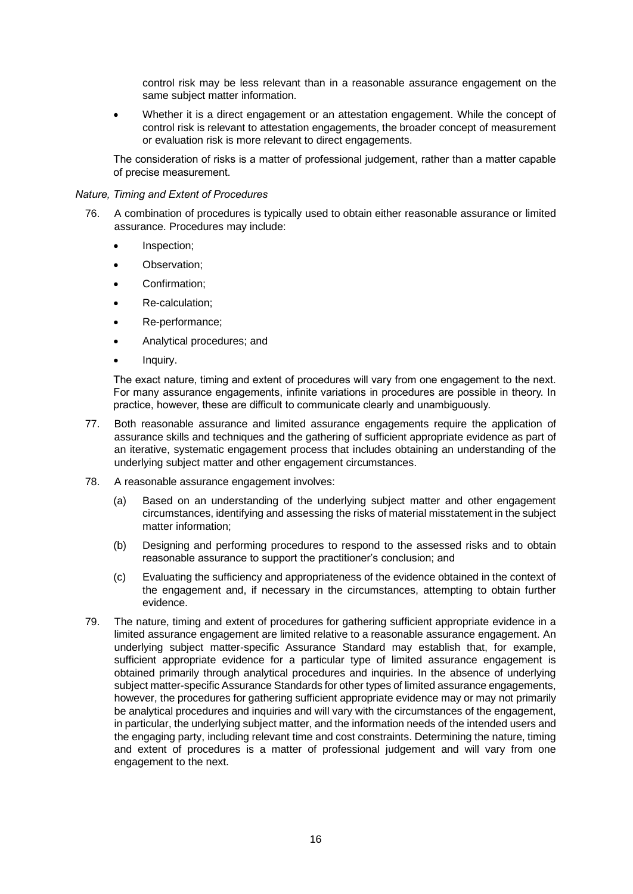control risk may be less relevant than in a reasonable assurance engagement on the same subject matter information.

- Whether it is a direct engagement or an attestation engagement. While the concept of control risk is relevant to attestation engagements, the broader concept of measurement or evaluation risk is more relevant to direct engagements.

The consideration of risks is a matter of professional judgement, rather than a matter capable of precise measurement.

*Nature, Timing and Extent of Procedures*

76. A combination of procedures is typically used to obtain either reasonable assurance or limited assurance. Procedures may include:

    - Inspection;
    - Observation;
    - Confirmation;
    - Re-calculation;
    - Re-performance;
    - Analytical procedures; and
    - Inquiry.

    The exact nature, timing and extent of procedures will vary from one engagement to the next. For many assurance engagements, infinite variations in procedures are possible in theory. In practice, however, these are difficult to communicate clearly and unambiguously.

77. Both reasonable assurance and limited assurance engagements require the application of assurance skills and techniques and the gathering of sufficient appropriate evidence as part of an iterative, systematic engagement process that includes obtaining an understanding of the underlying subject matter and other engagement circumstances.

78. A reasonable assurance engagement involves:

    (a) Based on an understanding of the underlying subject matter and other engagement circumstances, identifying and assessing the risks of material misstatement in the subject matter information;

    (b) Designing and performing procedures to respond to the assessed risks and to obtain reasonable assurance to support the practitioner's conclusion; and

    (c) Evaluating the sufficiency and appropriateness of the evidence obtained in the context of the engagement and, if necessary in the circumstances, attempting to obtain further evidence.

79. The nature, timing and extent of procedures for gathering sufficient appropriate evidence in a limited assurance engagement are limited relative to a reasonable assurance engagement. An underlying subject matter-specific Assurance Standard may establish that, for example, sufficient appropriate evidence for a particular type of limited assurance engagement is obtained primarily through analytical procedures and inquiries. In the absence of underlying subject matter-specific Assurance Standards for other types of limited assurance engagements, however, the procedures for gathering sufficient appropriate evidence may or may not primarily be analytical procedures and inquiries and will vary with the circumstances of the engagement, in particular, the underlying subject matter, and the information needs of the intended users and the engaging party, including relevant time and cost constraints. Determining the nature, timing and extent of procedures is a matter of professional judgement and will vary from one engagement to the next.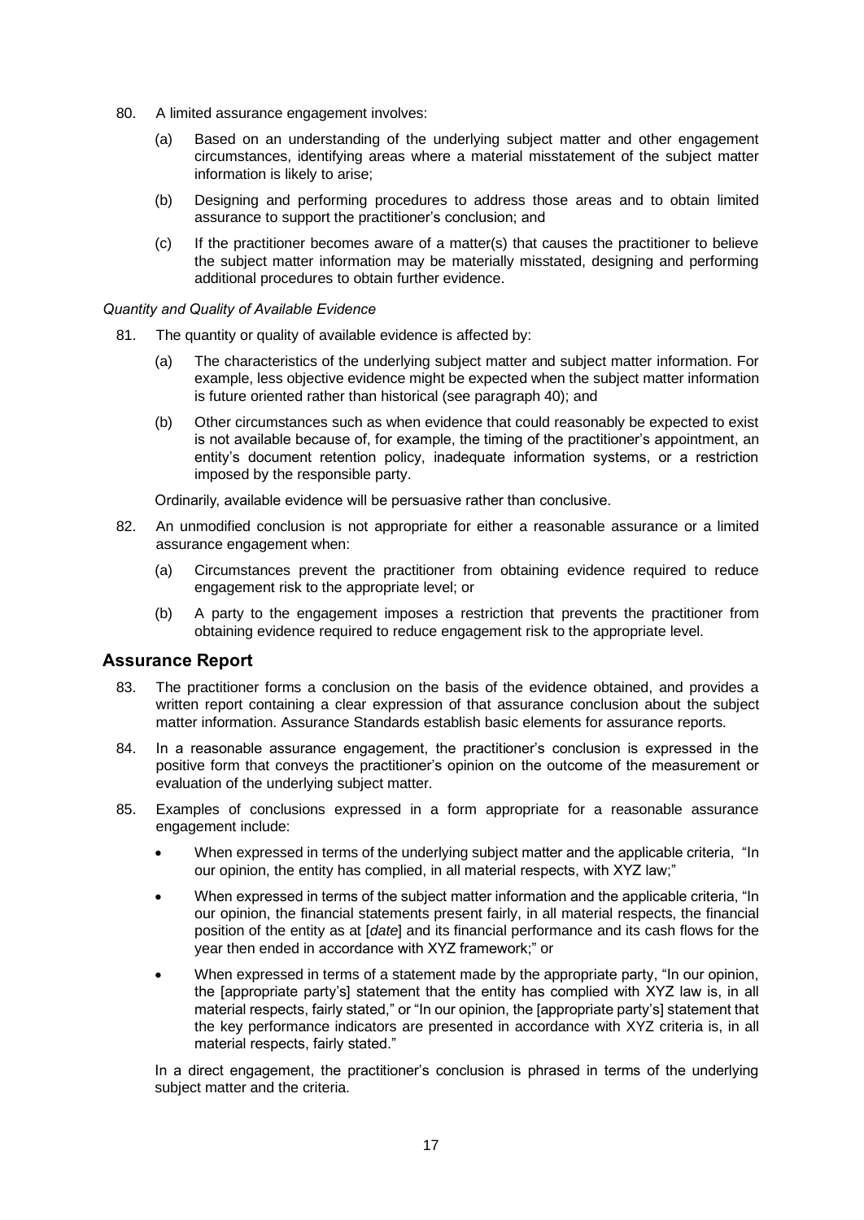80. A limited assurance engagement involves:

    (a) Based on an understanding of the underlying subject matter and other engagement circumstances, identifying areas where a material misstatement of the subject matter information is likely to arise;

    (b) Designing and performing procedures to address those areas and to obtain limited assurance to support the practitioner's conclusion; and

    (c) If the practitioner becomes aware of a matter(s) that causes the practitioner to believe the subject matter information may be materially misstated, designing and performing additional procedures to obtain further evidence.

*Quantity and Quality of Available Evidence*

81. The quantity or quality of available evidence is affected by:

    (a) The characteristics of the underlying subject matter and subject matter information. For example, less objective evidence might be expected when the subject matter information is future oriented rather than historical (see paragraph 40); and

    (b) Other circumstances such as when evidence that could reasonably be expected to exist is not available because of, for example, the timing of the practitioner's appointment, an entity's document retention policy, inadequate information systems, or a restriction imposed by the responsible party.

    Ordinarily, available evidence will be persuasive rather than conclusive.

82. An unmodified conclusion is not appropriate for either a reasonable assurance or a limited assurance engagement when:

    (a) Circumstances prevent the practitioner from obtaining evidence required to reduce engagement risk to the appropriate level; or

    (b) A party to the engagement imposes a restriction that prevents the practitioner from obtaining evidence required to reduce engagement risk to the appropriate level.

## Assurance Report

83. The practitioner forms a conclusion on the basis of the evidence obtained, and provides a written report containing a clear expression of that assurance conclusion about the subject matter information. Assurance Standards establish basic elements for assurance reports.

84. In a reasonable assurance engagement, the practitioner's conclusion is expressed in the positive form that conveys the practitioner's opinion on the outcome of the measurement or evaluation of the underlying subject matter.

85. Examples of conclusions expressed in a form appropriate for a reasonable assurance engagement include:

    - When expressed in terms of the underlying subject matter and the applicable criteria, "In our opinion, the entity has complied, in all material respects, with XYZ law;"
    - When expressed in terms of the subject matter information and the applicable criteria, "In our opinion, the financial statements present fairly, in all material respects, the financial position of the entity as at [*date*] and its financial performance and its cash flows for the year then ended in accordance with XYZ framework;" or
    - When expressed in terms of a statement made by the appropriate party, "In our opinion, the [appropriate party's] statement that the entity has complied with XYZ law is, in all material respects, fairly stated," or "In our opinion, the [appropriate party's] statement that the key performance indicators are presented in accordance with XYZ criteria is, in all material respects, fairly stated."

    In a direct engagement, the practitioner's conclusion is phrased in terms of the underlying subject matter and the criteria.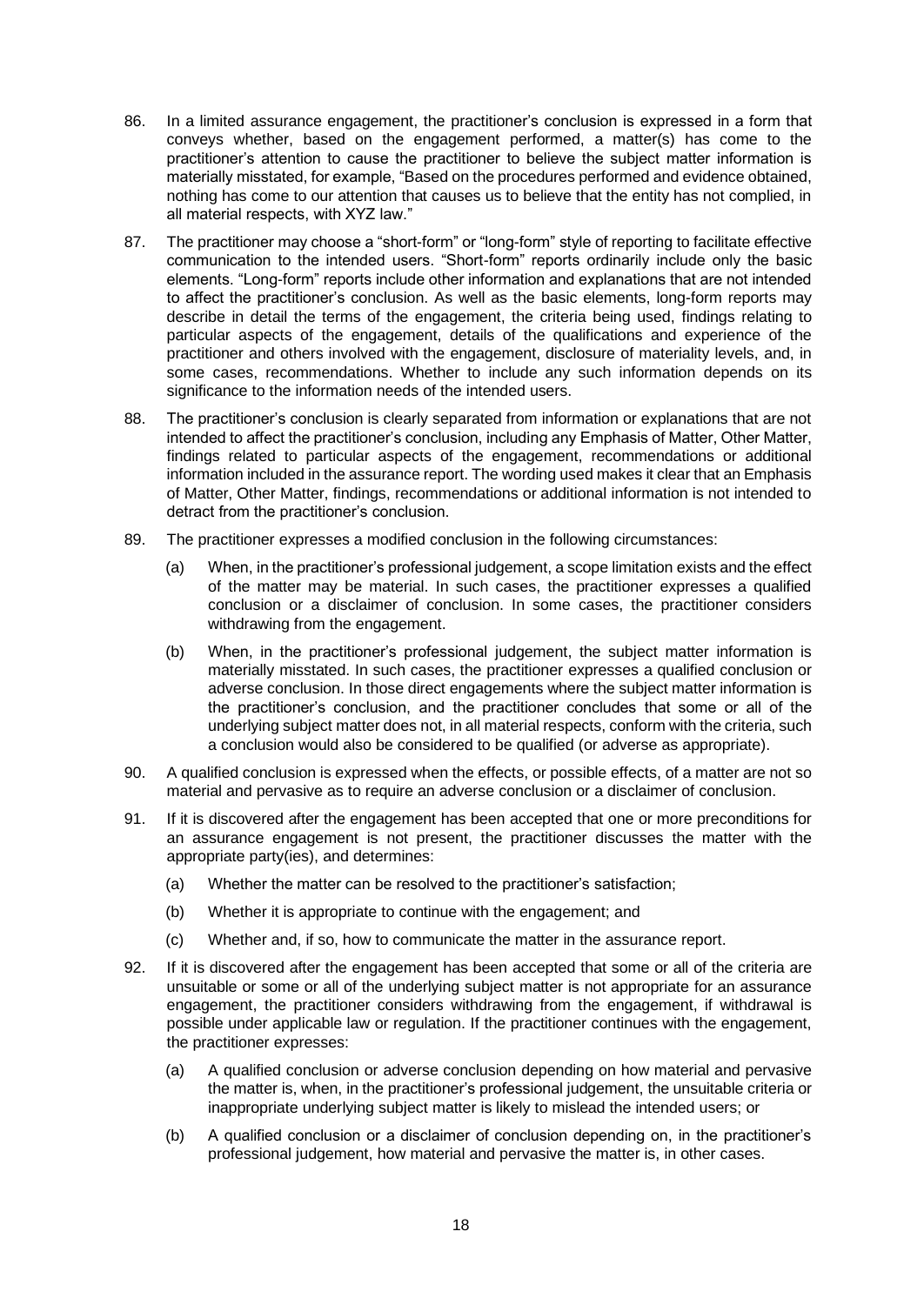86. In a limited assurance engagement, the practitioner's conclusion is expressed in a form that conveys whether, based on the engagement performed, a matter(s) has come to the practitioner's attention to cause the practitioner to believe the subject matter information is materially misstated, for example, "Based on the procedures performed and evidence obtained, nothing has come to our attention that causes us to believe that the entity has not complied, in all material respects, with XYZ law."

87. The practitioner may choose a "short-form" or "long-form" style of reporting to facilitate effective communication to the intended users. "Short-form" reports ordinarily include only the basic elements. "Long-form" reports include other information and explanations that are not intended to affect the practitioner's conclusion. As well as the basic elements, long-form reports may describe in detail the terms of the engagement, the criteria being used, findings relating to particular aspects of the engagement, details of the qualifications and experience of the practitioner and others involved with the engagement, disclosure of materiality levels, and, in some cases, recommendations. Whether to include any such information depends on its significance to the information needs of the intended users.

88. The practitioner's conclusion is clearly separated from information or explanations that are not intended to affect the practitioner's conclusion, including any Emphasis of Matter, Other Matter, findings related to particular aspects of the engagement, recommendations or additional information included in the assurance report. The wording used makes it clear that an Emphasis of Matter, Other Matter, findings, recommendations or additional information is not intended to detract from the practitioner's conclusion.

89. The practitioner expresses a modified conclusion in the following circumstances:

    (a) When, in the practitioner's professional judgement, a scope limitation exists and the effect of the matter may be material. In such cases, the practitioner expresses a qualified conclusion or a disclaimer of conclusion. In some cases, the practitioner considers withdrawing from the engagement.

    (b) When, in the practitioner's professional judgement, the subject matter information is materially misstated. In such cases, the practitioner expresses a qualified conclusion or adverse conclusion. In those direct engagements where the subject matter information is the practitioner's conclusion, and the practitioner concludes that some or all of the underlying subject matter does not, in all material respects, conform with the criteria, such a conclusion would also be considered to be qualified (or adverse as appropriate).

90. A qualified conclusion is expressed when the effects, or possible effects, of a matter are not so material and pervasive as to require an adverse conclusion or a disclaimer of conclusion.

91. If it is discovered after the engagement has been accepted that one or more preconditions for an assurance engagement is not present, the practitioner discusses the matter with the appropriate party(ies), and determines:

    (a) Whether the matter can be resolved to the practitioner's satisfaction;

    (b) Whether it is appropriate to continue with the engagement; and

    (c) Whether and, if so, how to communicate the matter in the assurance report.

92. If it is discovered after the engagement has been accepted that some or all of the criteria are unsuitable or some or all of the underlying subject matter is not appropriate for an assurance engagement, the practitioner considers withdrawing from the engagement, if withdrawal is possible under applicable law or regulation. If the practitioner continues with the engagement, the practitioner expresses:

    (a) A qualified conclusion or adverse conclusion depending on how material and pervasive the matter is, when, in the practitioner's professional judgement, the unsuitable criteria or inappropriate underlying subject matter is likely to mislead the intended users; or

    (b) A qualified conclusion or a disclaimer of conclusion depending on, in the practitioner's professional judgement, how material and pervasive the matter is, in other cases.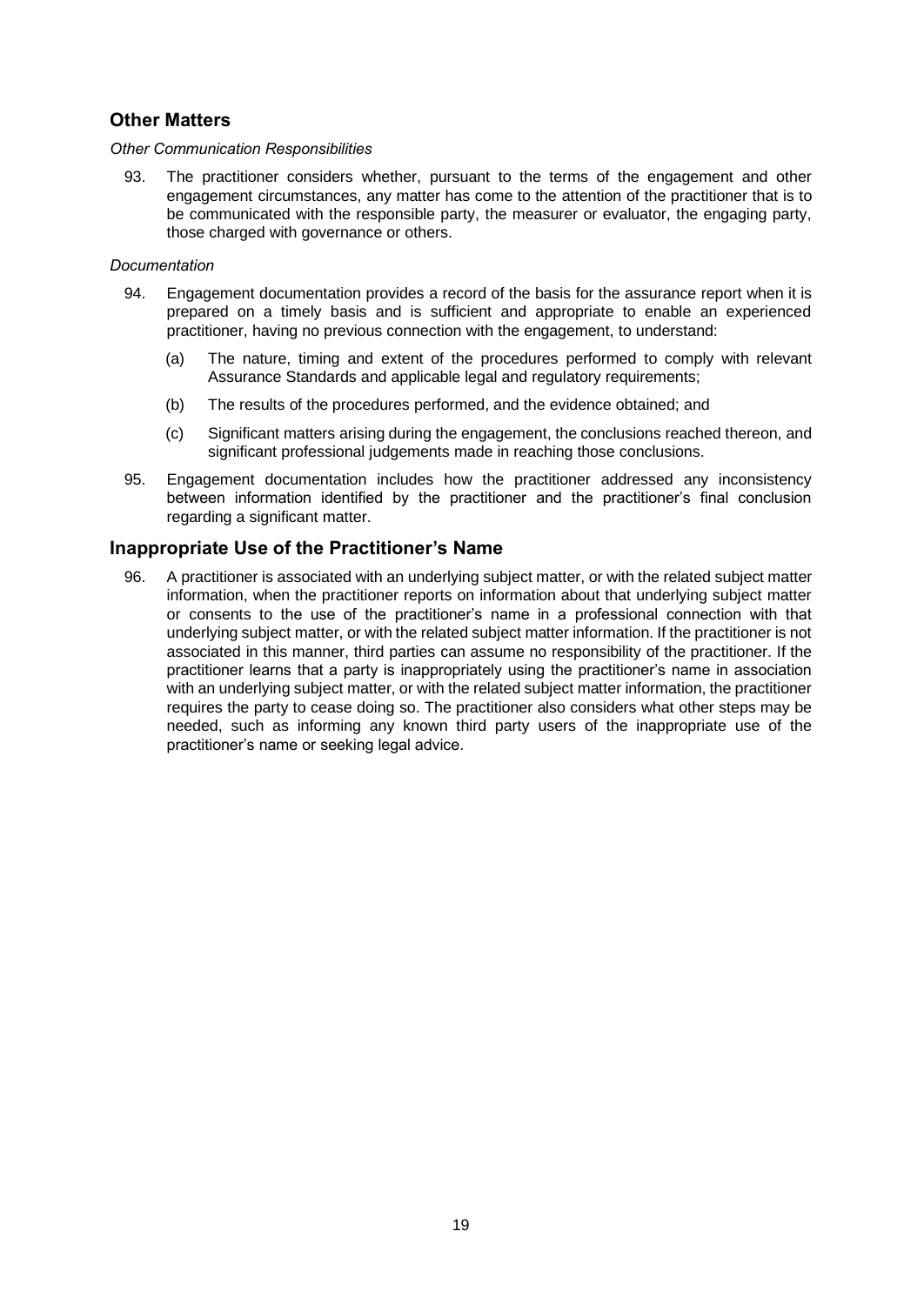## Other Matters

*Other Communication Responsibilities*

93. The practitioner considers whether, pursuant to the terms of the engagement and other engagement circumstances, any matter has come to the attention of the practitioner that is to be communicated with the responsible party, the measurer or evaluator, the engaging party, those charged with governance or others.

*Documentation*

94. Engagement documentation provides a record of the basis for the assurance report when it is prepared on a timely basis and is sufficient and appropriate to enable an experienced practitioner, having no previous connection with the engagement, to understand:

    (a) The nature, timing and extent of the procedures performed to comply with relevant Assurance Standards and applicable legal and regulatory requirements;

    (b) The results of the procedures performed, and the evidence obtained; and

    (c) Significant matters arising during the engagement, the conclusions reached thereon, and significant professional judgements made in reaching those conclusions.

95. Engagement documentation includes how the practitioner addressed any inconsistency between information identified by the practitioner and the practitioner's final conclusion regarding a significant matter.

## Inappropriate Use of the Practitioner's Name

96. A practitioner is associated with an underlying subject matter, or with the related subject matter information, when the practitioner reports on information about that underlying subject matter or consents to the use of the practitioner's name in a professional connection with that underlying subject matter, or with the related subject matter information. If the practitioner is not associated in this manner, third parties can assume no responsibility of the practitioner. If the practitioner learns that a party is inappropriately using the practitioner's name in association with an underlying subject matter, or with the related subject matter information, the practitioner requires the party to cease doing so. The practitioner also considers what other steps may be needed, such as informing any known third party users of the inappropriate use of the practitioner's name or seeking legal advice.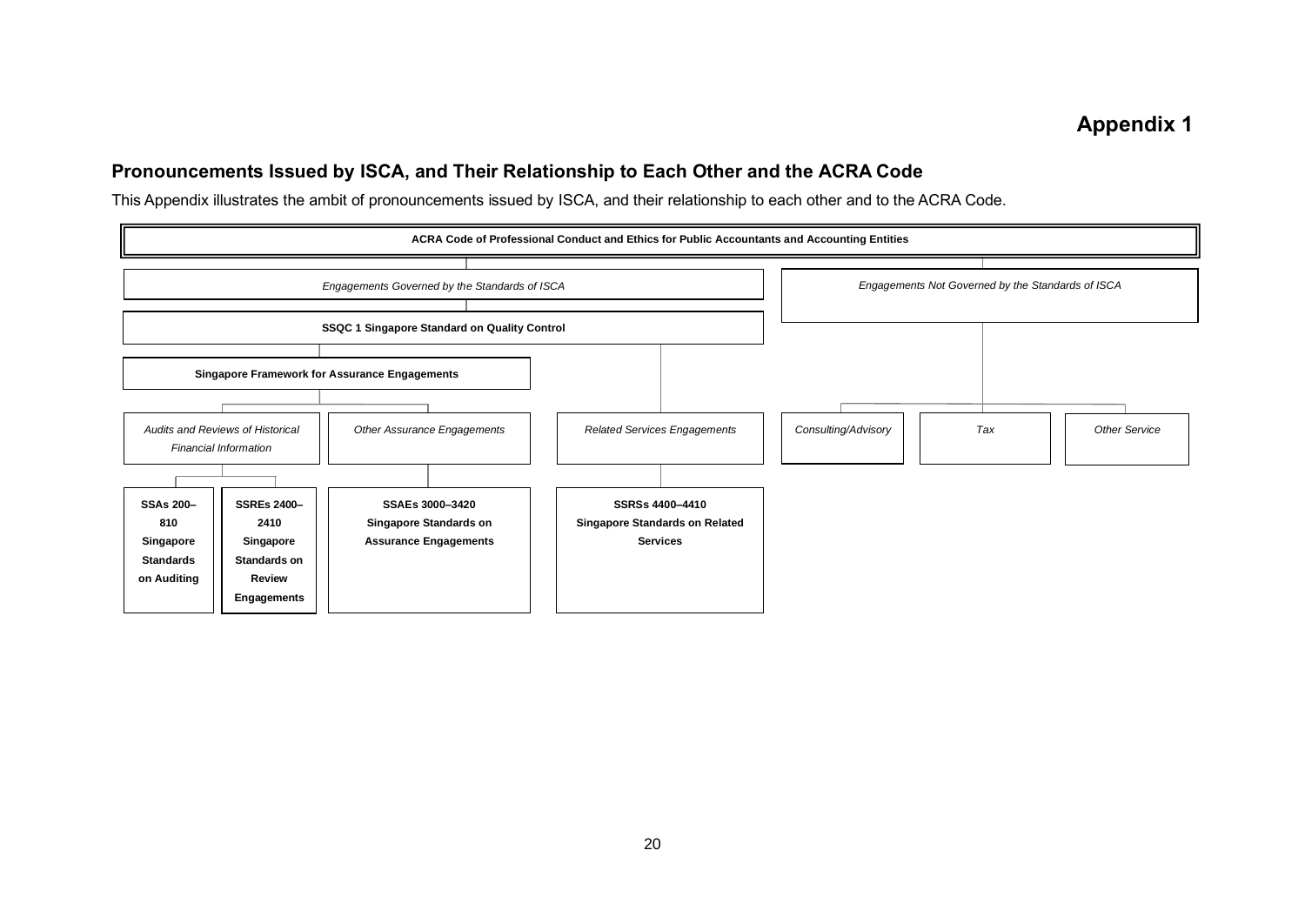# Appendix 1

## Pronouncements Issued by ISCA, and Their Relationship to Each Other and the ACRA Code

This Appendix illustrates the ambit of pronouncements issued by ISCA, and their relationship to each other and to the ACRA Code.

**ACRA Code of Professional Conduct and Ethics for Public Accountants and Accounting Entities**

- *Engagements Governed by the Standards of ISCA*
  - **SSQC 1 Singapore Standard on Quality Control**
    - **Singapore Framework for Assurance Engagements**
      - *Audits and Reviews of Historical Financial Information*
        - **SSAs 200–810 Singapore Standards on Auditing**
        - **SSREs 2400–2410 Singapore Standards on Review Engagements**
      - *Other Assurance Engagements*
        - **SSAEs 3000–3420 Singapore Standards on Assurance Engagements**
    - *Related Services Engagements*
      - **SSRSs 4400–4410 Singapore Standards on Related Services**
- *Engagements Not Governed by the Standards of ISCA*
  - *Consulting/Advisory*
  - *Tax*
  - *Other Service*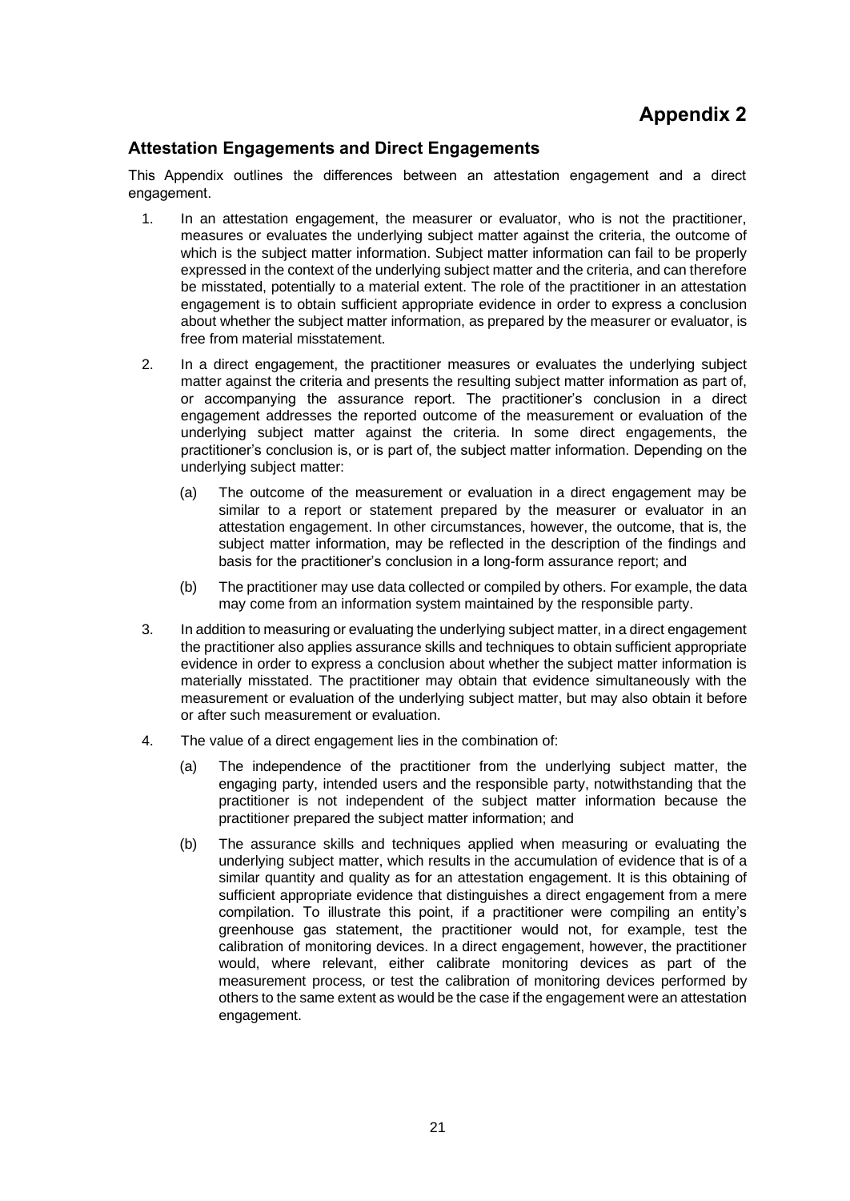# Appendix 2

## Attestation Engagements and Direct Engagements

This Appendix outlines the differences between an attestation engagement and a direct engagement.

1. In an attestation engagement, the measurer or evaluator, who is not the practitioner, measures or evaluates the underlying subject matter against the criteria, the outcome of which is the subject matter information. Subject matter information can fail to be properly expressed in the context of the underlying subject matter and the criteria, and can therefore be misstated, potentially to a material extent. The role of the practitioner in an attestation engagement is to obtain sufficient appropriate evidence in order to express a conclusion about whether the subject matter information, as prepared by the measurer or evaluator, is free from material misstatement.

2. In a direct engagement, the practitioner measures or evaluates the underlying subject matter against the criteria and presents the resulting subject matter information as part of, or accompanying the assurance report. The practitioner's conclusion in a direct engagement addresses the reported outcome of the measurement or evaluation of the underlying subject matter against the criteria. In some direct engagements, the practitioner's conclusion is, or is part of, the subject matter information. Depending on the underlying subject matter:

    (a) The outcome of the measurement or evaluation in a direct engagement may be similar to a report or statement prepared by the measurer or evaluator in an attestation engagement. In other circumstances, however, the outcome, that is, the subject matter information, may be reflected in the description of the findings and basis for the practitioner's conclusion in a long-form assurance report; and

    (b) The practitioner may use data collected or compiled by others. For example, the data may come from an information system maintained by the responsible party.

3. In addition to measuring or evaluating the underlying subject matter, in a direct engagement the practitioner also applies assurance skills and techniques to obtain sufficient appropriate evidence in order to express a conclusion about whether the subject matter information is materially misstated. The practitioner may obtain that evidence simultaneously with the measurement or evaluation of the underlying subject matter, but may also obtain it before or after such measurement or evaluation.

4. The value of a direct engagement lies in the combination of:

    (a) The independence of the practitioner from the underlying subject matter, the engaging party, intended users and the responsible party, notwithstanding that the practitioner is not independent of the subject matter information because the practitioner prepared the subject matter information; and

    (b) The assurance skills and techniques applied when measuring or evaluating the underlying subject matter, which results in the accumulation of evidence that is of a similar quantity and quality as for an attestation engagement. It is this obtaining of sufficient appropriate evidence that distinguishes a direct engagement from a mere compilation. To illustrate this point, if a practitioner were compiling an entity's greenhouse gas statement, the practitioner would not, for example, test the calibration of monitoring devices. In a direct engagement, however, the practitioner would, where relevant, either calibrate monitoring devices as part of the measurement process, or test the calibration of monitoring devices performed by others to the same extent as would be the case if the engagement were an attestation engagement.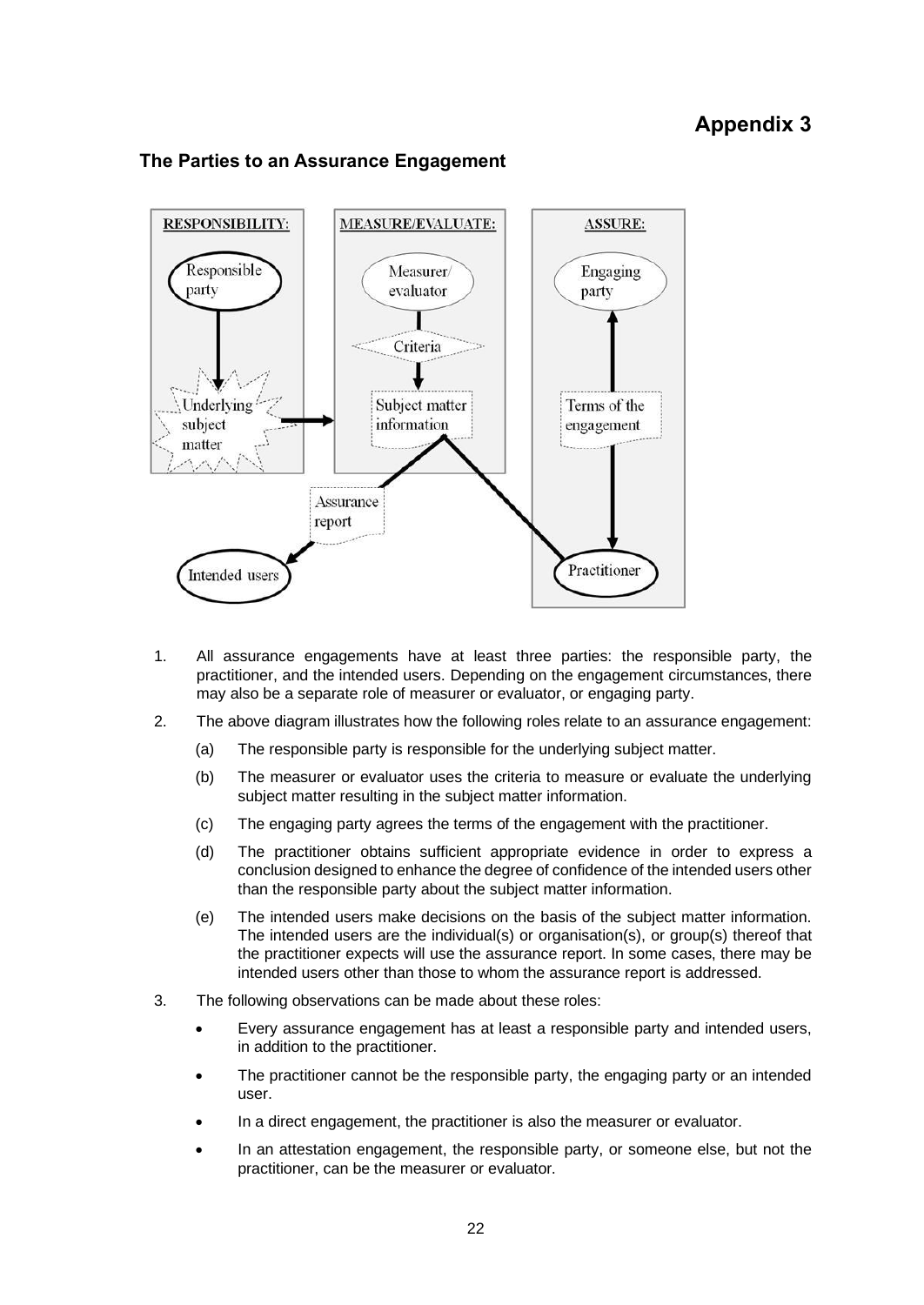# Appendix 3

## The Parties to an Assurance Engagement

1. All assurance engagements have at least three parties: the responsible party, the practitioner, and the intended users. Depending on the engagement circumstances, there may also be a separate role of measurer or evaluator, or engaging party.

2. The above diagram illustrates how the following roles relate to an assurance engagement:

   (a) The responsible party is responsible for the underlying subject matter.

   (b) The measurer or evaluator uses the criteria to measure or evaluate the underlying subject matter resulting in the subject matter information.

   (c) The engaging party agrees the terms of the engagement with the practitioner.

   (d) The practitioner obtains sufficient appropriate evidence in order to express a conclusion designed to enhance the degree of confidence of the intended users other than the responsible party about the subject matter information.

   (e) The intended users make decisions on the basis of the subject matter information. The intended users are the individual(s) or organisation(s), or group(s) thereof that the practitioner expects will use the assurance report. In some cases, there may be intended users other than those to whom the assurance report is addressed.

3. The following observations can be made about these roles:

   - Every assurance engagement has at least a responsible party and intended users, in addition to the practitioner.
   - The practitioner cannot be the responsible party, the engaging party or an intended user.
   - In a direct engagement, the practitioner is also the measurer or evaluator.
   - In an attestation engagement, the responsible party, or someone else, but not the practitioner, can be the measurer or evaluator.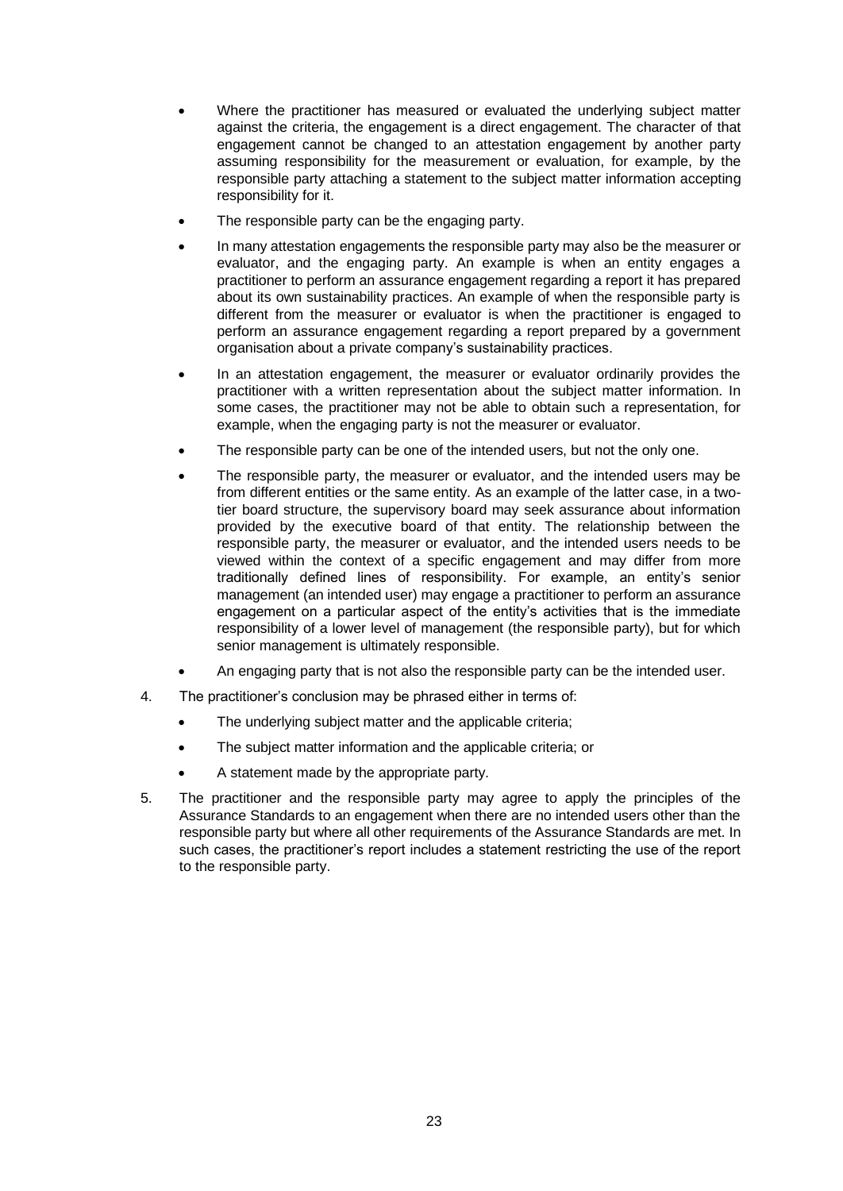- Where the practitioner has measured or evaluated the underlying subject matter against the criteria, the engagement is a direct engagement. The character of that engagement cannot be changed to an attestation engagement by another party assuming responsibility for the measurement or evaluation, for example, by the responsible party attaching a statement to the subject matter information accepting responsibility for it.
- The responsible party can be the engaging party.
- In many attestation engagements the responsible party may also be the measurer or evaluator, and the engaging party. An example is when an entity engages a practitioner to perform an assurance engagement regarding a report it has prepared about its own sustainability practices. An example of when the responsible party is different from the measurer or evaluator is when the practitioner is engaged to perform an assurance engagement regarding a report prepared by a government organisation about a private company's sustainability practices.
- In an attestation engagement, the measurer or evaluator ordinarily provides the practitioner with a written representation about the subject matter information. In some cases, the practitioner may not be able to obtain such a representation, for example, when the engaging party is not the measurer or evaluator.
- The responsible party can be one of the intended users, but not the only one.
- The responsible party, the measurer or evaluator, and the intended users may be from different entities or the same entity. As an example of the latter case, in a two-tier board structure, the supervisory board may seek assurance about information provided by the executive board of that entity. The relationship between the responsible party, the measurer or evaluator, and the intended users needs to be viewed within the context of a specific engagement and may differ from more traditionally defined lines of responsibility. For example, an entity's senior management (an intended user) may engage a practitioner to perform an assurance engagement on a particular aspect of the entity's activities that is the immediate responsibility of a lower level of management (the responsible party), but for which senior management is ultimately responsible.
- An engaging party that is not also the responsible party can be the intended user.

4. The practitioner's conclusion may be phrased either in terms of:
   - The underlying subject matter and the applicable criteria;
   - The subject matter information and the applicable criteria; or
   - A statement made by the appropriate party.

5. The practitioner and the responsible party may agree to apply the principles of the Assurance Standards to an engagement when there are no intended users other than the responsible party but where all other requirements of the Assurance Standards are met. In such cases, the practitioner's report includes a statement restricting the use of the report to the responsible party.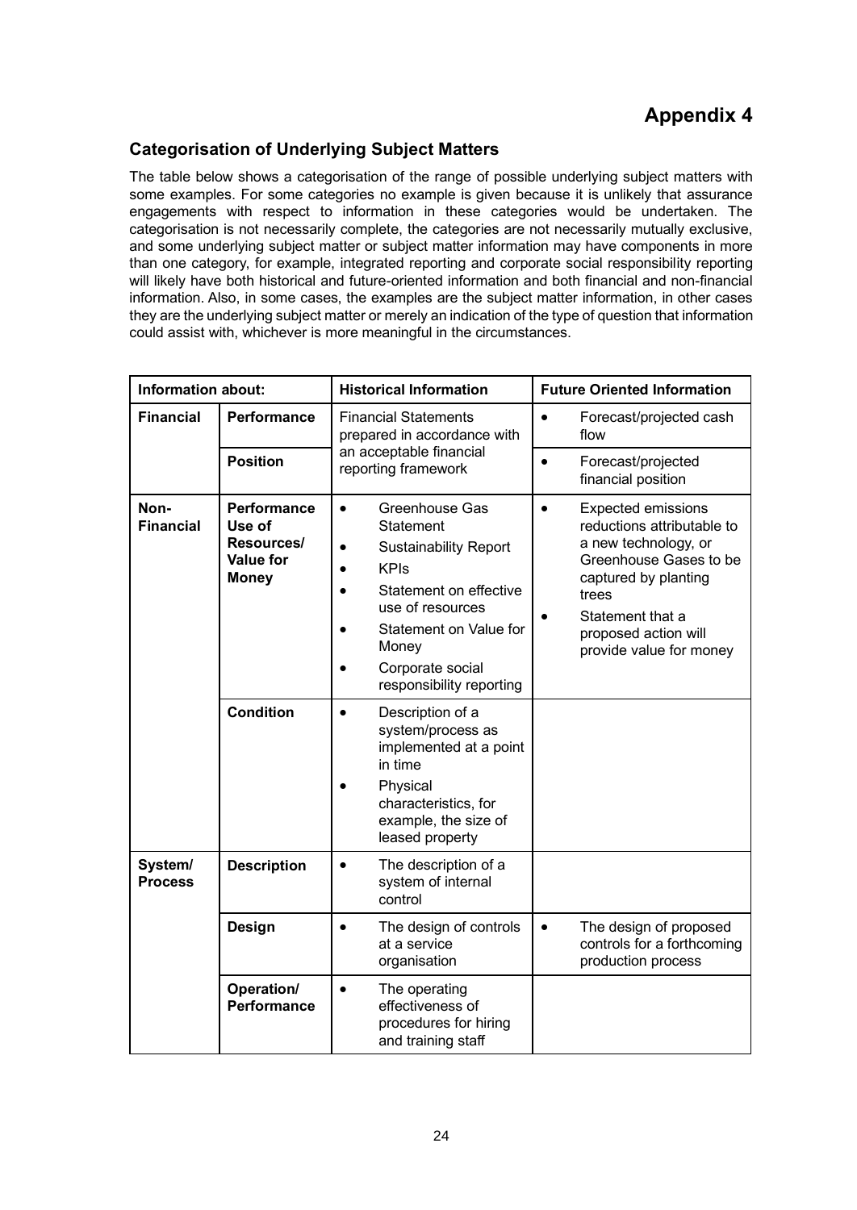# Appendix 4

## Categorisation of Underlying Subject Matters

The table below shows a categorisation of the range of possible underlying subject matters with some examples. For some categories no example is given because it is unlikely that assurance engagements with respect to information in these categories would be undertaken. The categorisation is not necessarily complete, the categories are not necessarily mutually exclusive, and some underlying subject matter or subject matter information may have components in more than one category, for example, integrated reporting and corporate social responsibility reporting will likely have both historical and future-oriented information and both financial and non-financial information. Also, in some cases, the examples are the subject matter information, in other cases they are the underlying subject matter or merely an indication of the type of question that information could assist with, whichever is more meaningful in the circumstances.

| **Information about:** | | **Historical Information** | **Future Oriented Information** |
|---|---|---|---|
| **Financial** | **Performance** | Financial Statements prepared in accordance with an acceptable financial reporting framework | • Forecast/projected cash flow |
| | **Position** | | • Forecast/projected financial position |
| **Non-Financial** | **Performance Use of Resources/ Value for Money** | • Greenhouse Gas Statement<br>• Sustainability Report<br>• KPIs<br>• Statement on effective use of resources<br>• Statement on Value for Money<br>• Corporate social responsibility reporting | • Expected emissions reductions attributable to a new technology, or Greenhouse Gases to be captured by planting trees<br>• Statement that a proposed action will provide value for money |
| | **Condition** | • Description of a system/process as implemented at a point in time<br>• Physical characteristics, for example, the size of leased property | |
| **System/ Process** | **Description** | • The description of a system of internal control | |
| | **Design** | • The design of controls at a service organisation | • The design of proposed controls for a forthcoming production process |
| | **Operation/ Performance** | • The operating effectiveness of procedures for hiring and training staff | |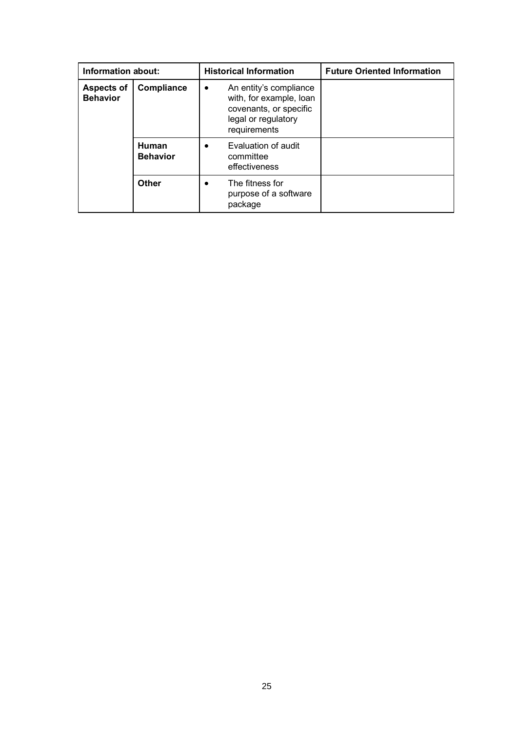| Information about: | | Historical Information | Future Oriented Information |
|---|---|---|---|
| **Aspects of Behavior** | **Compliance** | • An entity's compliance with, for example, loan covenants, or specific legal or regulatory requirements | |
| | **Human Behavior** | • Evaluation of audit committee effectiveness | |
| | **Other** | • The fitness for purpose of a software package | |